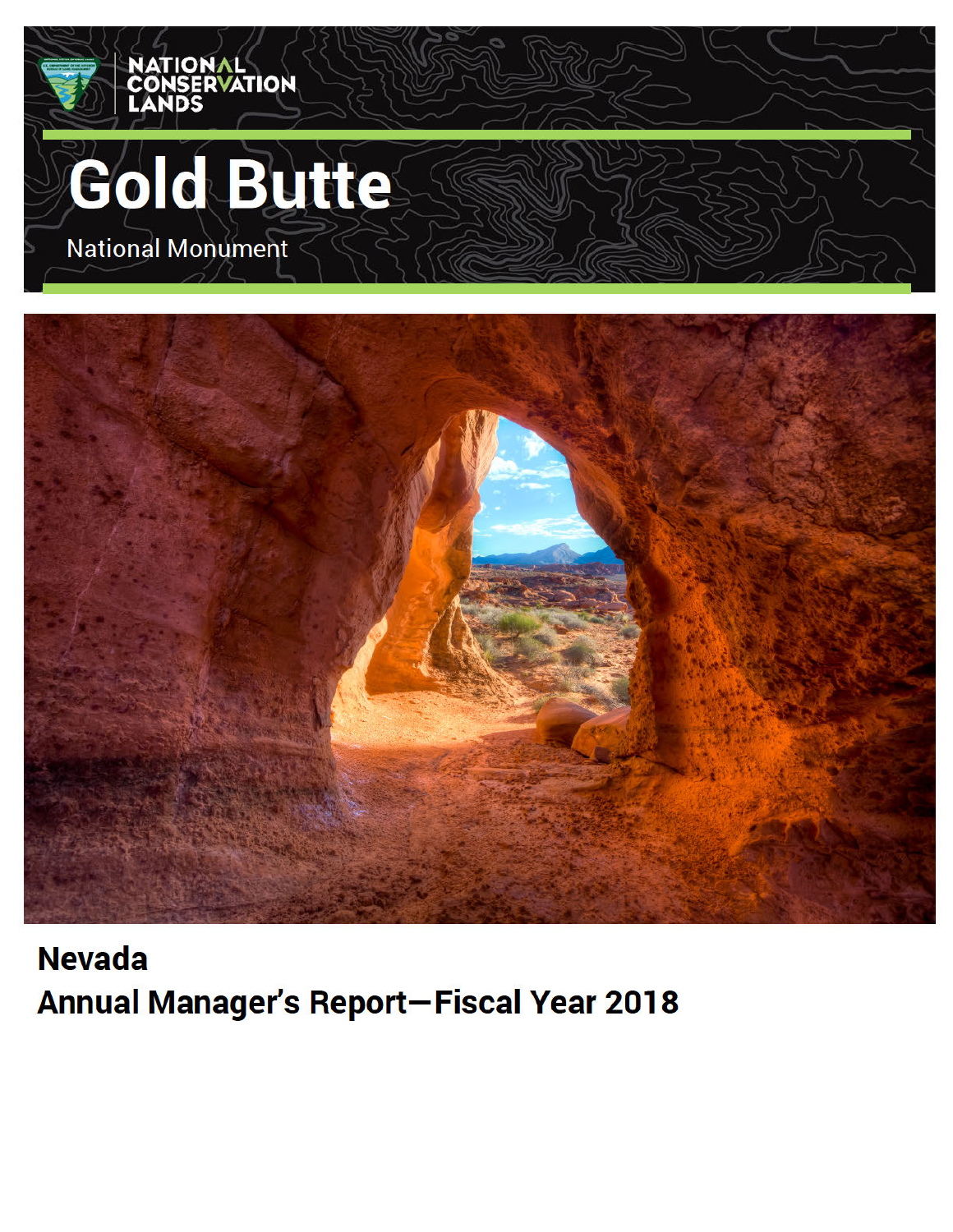NATIONAL CONSERVATION LANDS

# Gold Butte

National Monument

## Nevada
## Annual Manager's Report—Fiscal Year 2018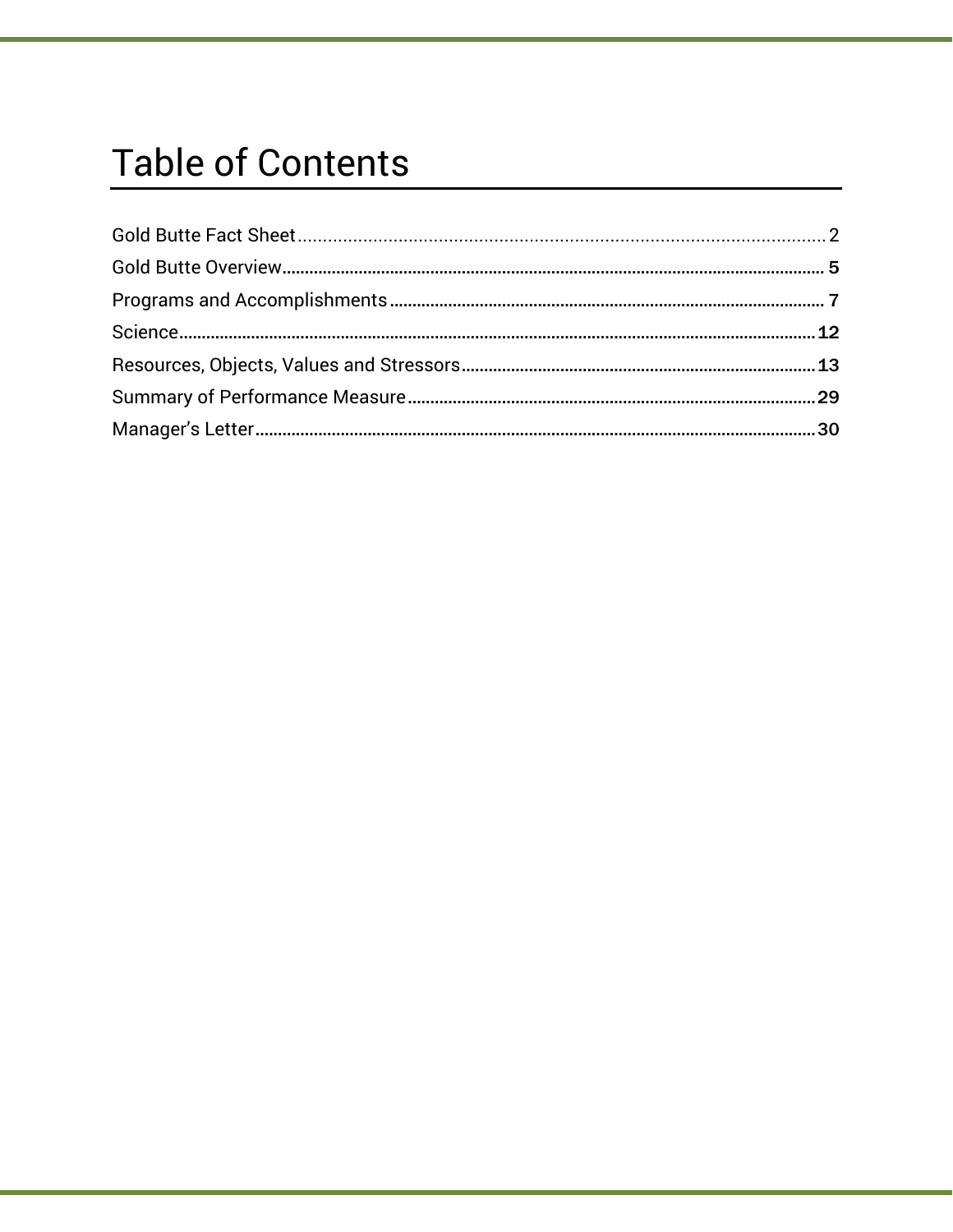# Table of Contents

Gold Butte Fact Sheet .......... 2
Gold Butte Overview .......... 5
Programs and Accomplishments .......... 7
Science .......... 12
Resources, Objects, Values and Stressors .......... 13
Summary of Performance Measure .......... 29
Manager's Letter .......... 30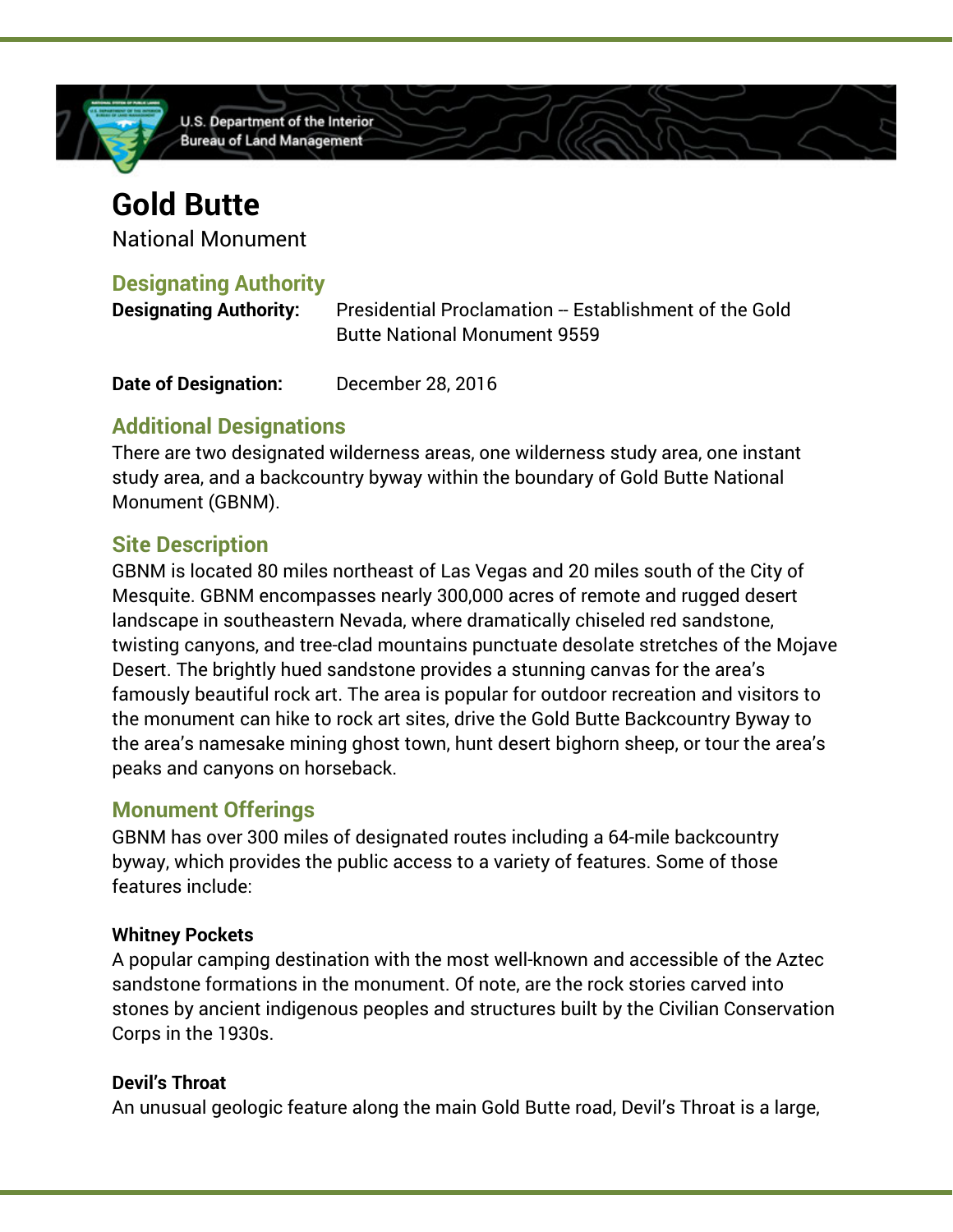# Gold Butte

National Monument

## Designating Authority

**Designating Authority:** Presidential Proclamation -- Establishment of the Gold Butte National Monument 9559

**Date of Designation:** December 28, 2016

## Additional Designations

There are two designated wilderness areas, one wilderness study area, one instant study area, and a backcountry byway within the boundary of Gold Butte National Monument (GBNM).

## Site Description

GBNM is located 80 miles northeast of Las Vegas and 20 miles south of the City of Mesquite. GBNM encompasses nearly 300,000 acres of remote and rugged desert landscape in southeastern Nevada, where dramatically chiseled red sandstone, twisting canyons, and tree-clad mountains punctuate desolate stretches of the Mojave Desert. The brightly hued sandstone provides a stunning canvas for the area's famously beautiful rock art. The area is popular for outdoor recreation and visitors to the monument can hike to rock art sites, drive the Gold Butte Backcountry Byway to the area's namesake mining ghost town, hunt desert bighorn sheep, or tour the area's peaks and canyons on horseback.

## Monument Offerings

GBNM has over 300 miles of designated routes including a 64-mile backcountry byway, which provides the public access to a variety of features. Some of those features include:

**Whitney Pockets**

A popular camping destination with the most well-known and accessible of the Aztec sandstone formations in the monument. Of note, are the rock stories carved into stones by ancient indigenous peoples and structures built by the Civilian Conservation Corps in the 1930s.

**Devil's Throat**

An unusual geologic feature along the main Gold Butte road, Devil's Throat is a large,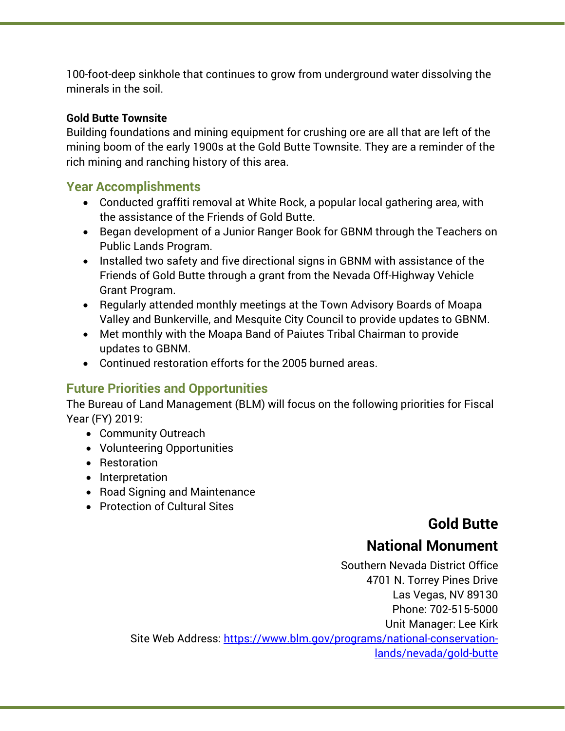100-foot-deep sinkhole that continues to grow from underground water dissolving the minerals in the soil.

**Gold Butte Townsite**

Building foundations and mining equipment for crushing ore are all that are left of the mining boom of the early 1900s at the Gold Butte Townsite. They are a reminder of the rich mining and ranching history of this area.

## Year Accomplishments

- Conducted graffiti removal at White Rock, a popular local gathering area, with the assistance of the Friends of Gold Butte.
- Began development of a Junior Ranger Book for GBNM through the Teachers on Public Lands Program.
- Installed two safety and five directional signs in GBNM with assistance of the Friends of Gold Butte through a grant from the Nevada Off-Highway Vehicle Grant Program.
- Regularly attended monthly meetings at the Town Advisory Boards of Moapa Valley and Bunkerville, and Mesquite City Council to provide updates to GBNM.
- Met monthly with the Moapa Band of Paiutes Tribal Chairman to provide updates to GBNM.
- Continued restoration efforts for the 2005 burned areas.

## Future Priorities and Opportunities

The Bureau of Land Management (BLM) will focus on the following priorities for Fiscal Year (FY) 2019:

- Community Outreach
- Volunteering Opportunities
- Restoration
- Interpretation
- Road Signing and Maintenance
- Protection of Cultural Sites

**Gold Butte**

**National Monument**

Southern Nevada District Office
4701 N. Torrey Pines Drive
Las Vegas, NV 89130
Phone: 702-515-5000
Unit Manager: Lee Kirk
Site Web Address: https://www.blm.gov/programs/national-conservation-lands/nevada/gold-butte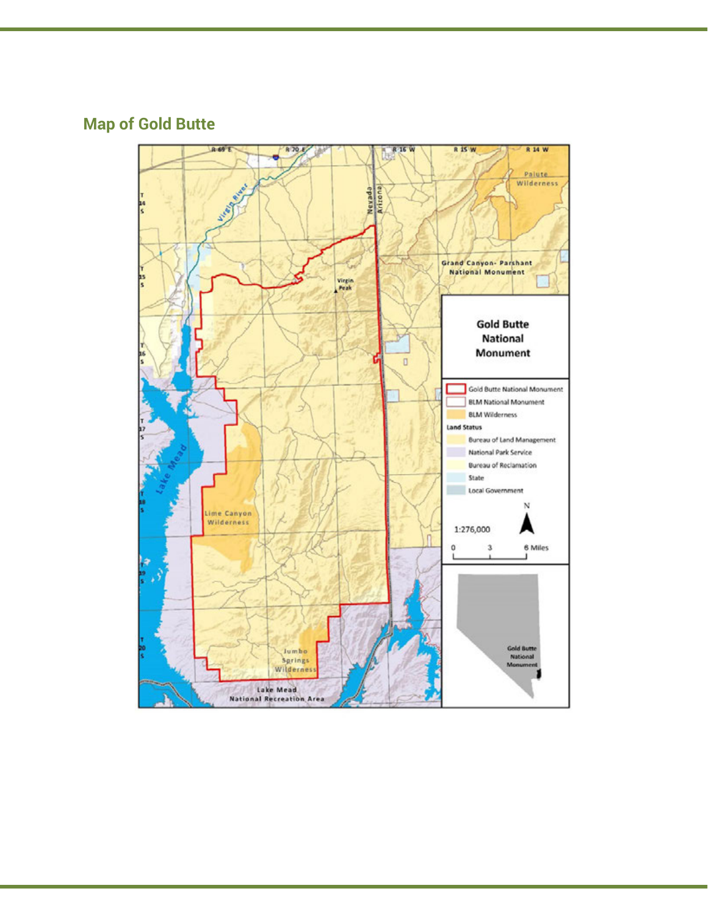## Map of Gold Butte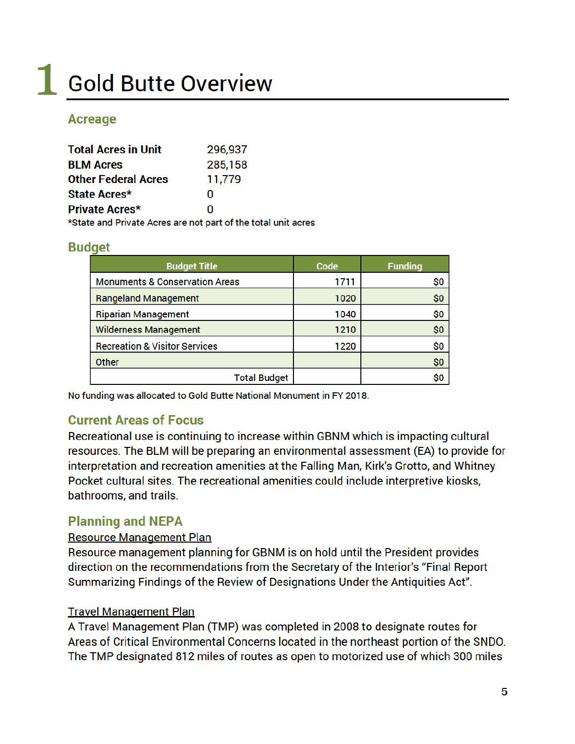# 1 Gold Butte Overview

## Acreage

| | |
|---|---|
| **Total Acres in Unit** | 296,937 |
| **BLM Acres** | 285,158 |
| **Other Federal Acres** | 11,779 |
| **State Acres*** | 0 |
| **Private Acres*** | 0 |

*State and Private Acres are not part of the total unit acres

## Budget

| Budget Title | Code | Funding |
|---|---|---|
| Monuments & Conservation Areas | 1711 | $0 |
| Rangeland Management | 1020 | $0 |
| Riparian Management | 1040 | $0 |
| Wilderness Management | 1210 | $0 |
| Recreation & Visitor Services | 1220 | $0 |
| Other | | $0 |
| Total Budget | | $0 |

No funding was allocated to Gold Butte National Monument in FY 2018.

## Current Areas of Focus

Recreational use is continuing to increase within GBNM which is impacting cultural resources. The BLM will be preparing an environmental assessment (EA) to provide for interpretation and recreation amenities at the Falling Man, Kirk's Grotto, and Whitney Pocket cultural sites. The recreational amenities could include interpretive kiosks, bathrooms, and trails.

## Planning and NEPA

### Resource Management Plan

Resource management planning for GBNM is on hold until the President provides direction on the recommendations from the Secretary of the Interior's "Final Report Summarizing Findings of the Review of Designations Under the Antiquities Act".

### Travel Management Plan

A Travel Management Plan (TMP) was completed in 2008 to designate routes for Areas of Critical Environmental Concerns located in the northeast portion of the SNDO. The TMP designated 812 miles of routes as open to motorized use of which 300 miles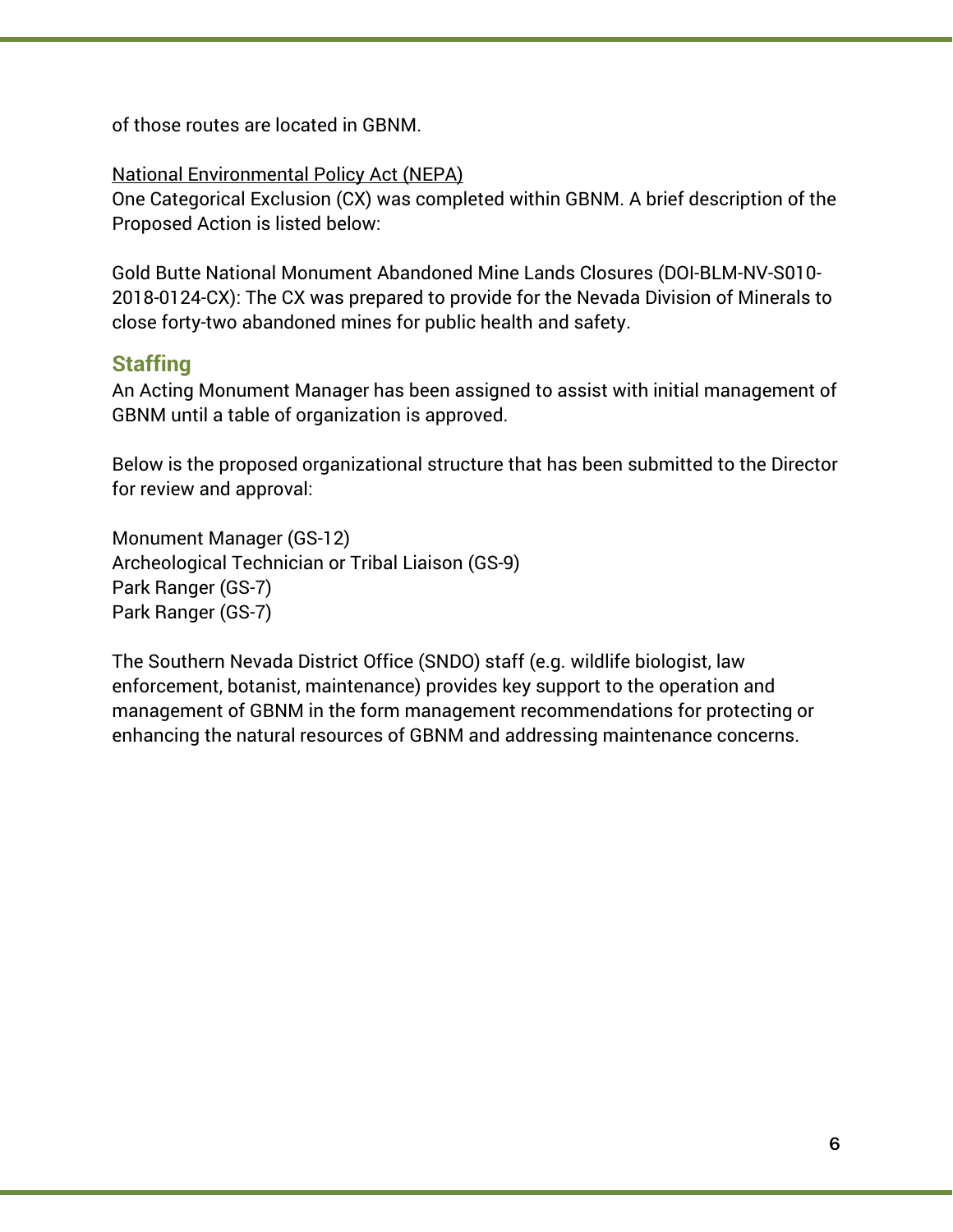of those routes are located in GBNM.

National Environmental Policy Act (NEPA)
One Categorical Exclusion (CX) was completed within GBNM. A brief description of the Proposed Action is listed below:

Gold Butte National Monument Abandoned Mine Lands Closures (DOI-BLM-NV-S010-2018-0124-CX): The CX was prepared to provide for the Nevada Division of Minerals to close forty-two abandoned mines for public health and safety.

## Staffing

An Acting Monument Manager has been assigned to assist with initial management of GBNM until a table of organization is approved.

Below is the proposed organizational structure that has been submitted to the Director for review and approval:

Monument Manager (GS-12)
Archeological Technician or Tribal Liaison (GS-9)
Park Ranger (GS-7)
Park Ranger (GS-7)

The Southern Nevada District Office (SNDO) staff (e.g. wildlife biologist, law enforcement, botanist, maintenance) provides key support to the operation and management of GBNM in the form management recommendations for protecting or enhancing the natural resources of GBNM and addressing maintenance concerns.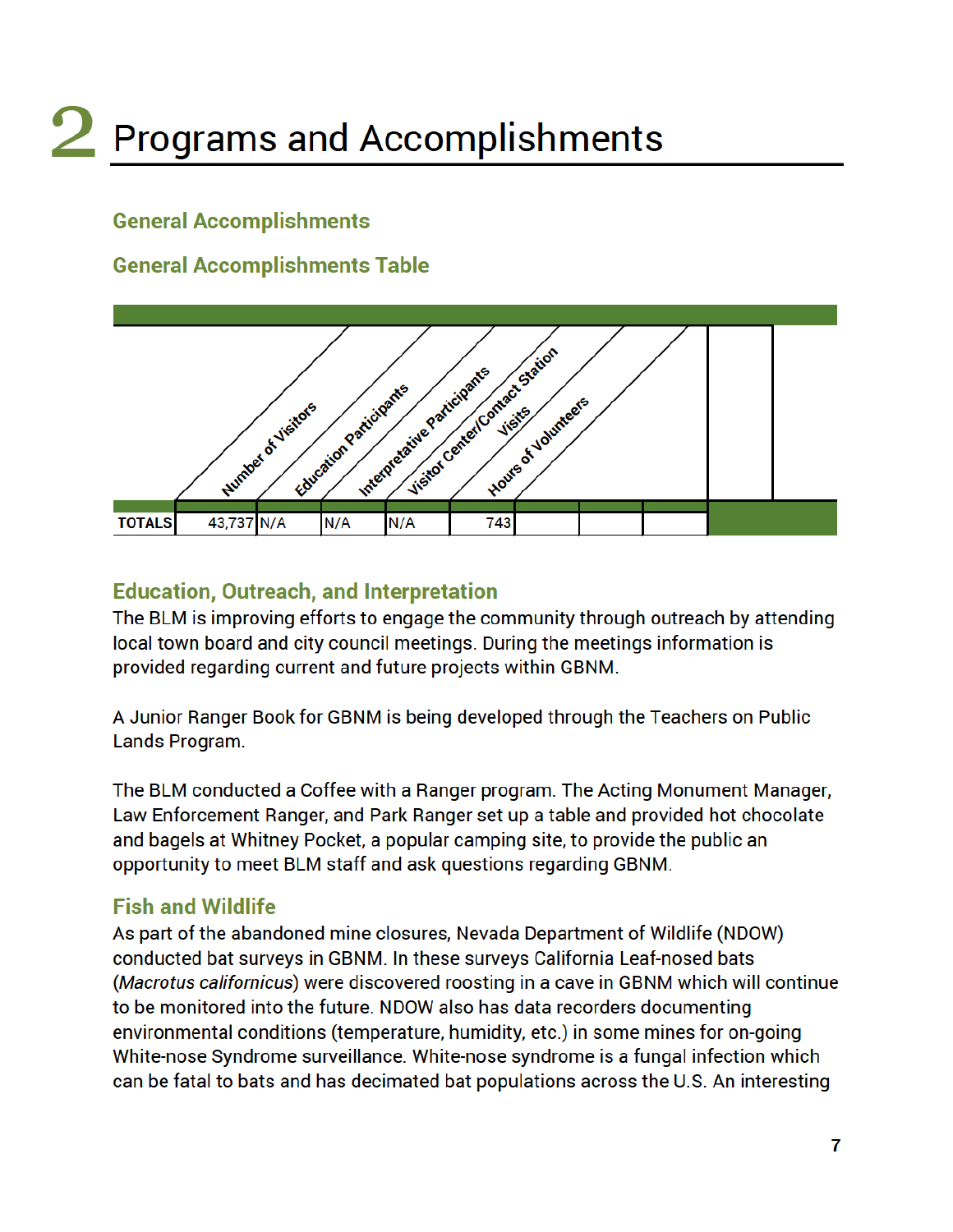# 2 Programs and Accomplishments

## General Accomplishments

### General Accomplishments Table

| | Number of Visitors | Education Participants | Interpretative Participants | Visitor Center/Contact Station Visits | Hours of Volunteers | | | |
|---|---|---|---|---|---|---|---|---|
| TOTALS | 43,737 | N/A | N/A | N/A | 743 | | | |

### Education, Outreach, and Interpretation

The BLM is improving efforts to engage the community through outreach by attending local town board and city council meetings. During the meetings information is provided regarding current and future projects within GBNM.

A Junior Ranger Book for GBNM is being developed through the Teachers on Public Lands Program.

The BLM conducted a Coffee with a Ranger program. The Acting Monument Manager, Law Enforcement Ranger, and Park Ranger set up a table and provided hot chocolate and bagels at Whitney Pocket, a popular camping site, to provide the public an opportunity to meet BLM staff and ask questions regarding GBNM.

### Fish and Wildlife

As part of the abandoned mine closures, Nevada Department of Wildlife (NDOW) conducted bat surveys in GBNM. In these surveys California Leaf-nosed bats (*Macrotus californicus*) were discovered roosting in a cave in GBNM which will continue to be monitored into the future. NDOW also has data recorders documenting environmental conditions (temperature, humidity, etc.) in some mines for on-going White-nose Syndrome surveillance. White-nose syndrome is a fungal infection which can be fatal to bats and has decimated bat populations across the U.S. An interesting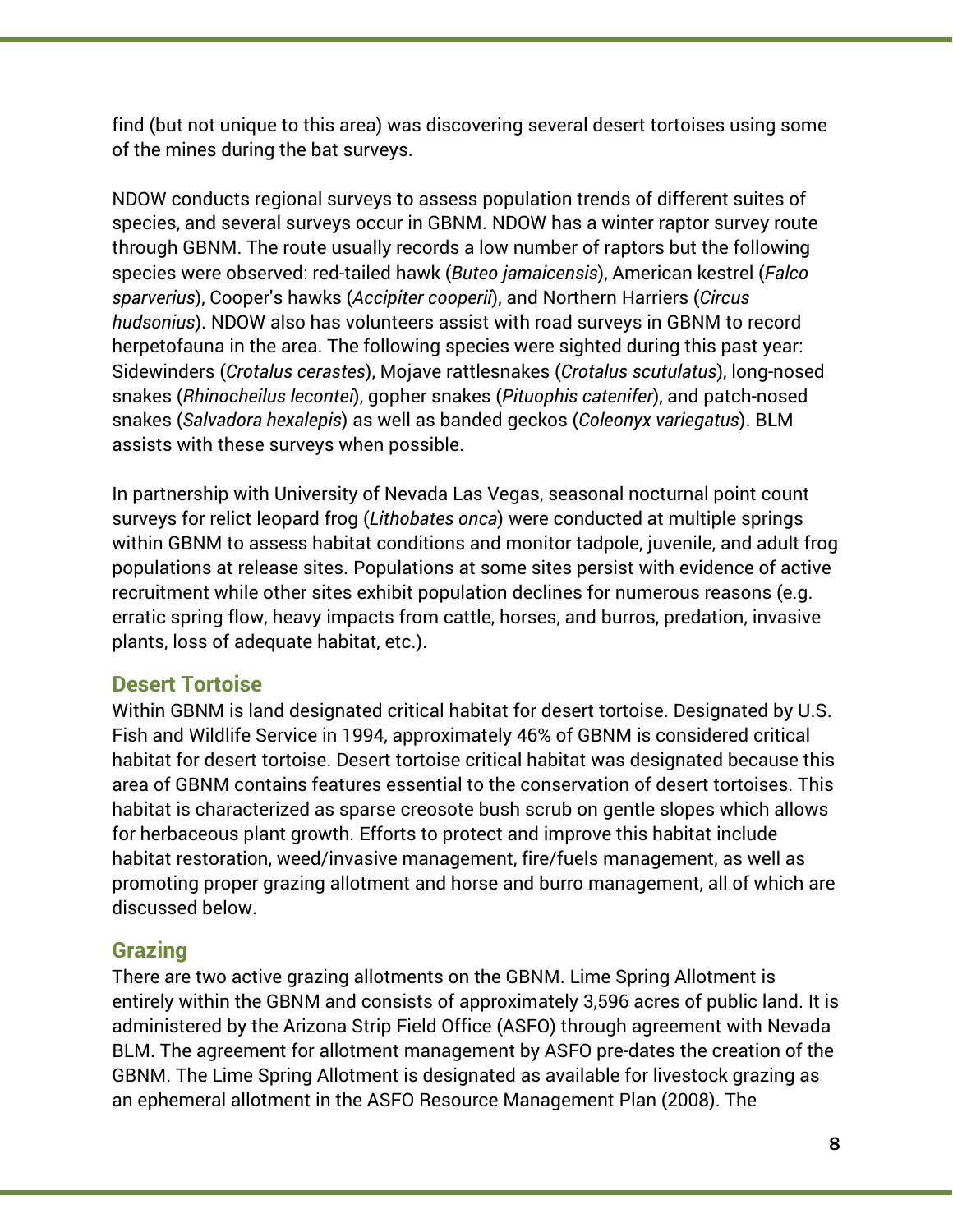find (but not unique to this area) was discovering several desert tortoises using some of the mines during the bat surveys.

NDOW conducts regional surveys to assess population trends of different suites of species, and several surveys occur in GBNM. NDOW has a winter raptor survey route through GBNM. The route usually records a low number of raptors but the following species were observed: red-tailed hawk (*Buteo jamaicensis*), American kestrel (*Falco sparverius*), Cooper's hawks (*Accipiter cooperii*), and Northern Harriers (*Circus hudsonius*). NDOW also has volunteers assist with road surveys in GBNM to record herpetofauna in the area. The following species were sighted during this past year: Sidewinders (*Crotalus cerastes*), Mojave rattlesnakes (*Crotalus scutulatus*), long-nosed snakes (*Rhinocheilus lecontei*), gopher snakes (*Pituophis catenifer*), and patch-nosed snakes (*Salvadora hexalepis*) as well as banded geckos (*Coleonyx variegatus*). BLM assists with these surveys when possible.

In partnership with University of Nevada Las Vegas, seasonal nocturnal point count surveys for relict leopard frog (*Lithobates onca*) were conducted at multiple springs within GBNM to assess habitat conditions and monitor tadpole, juvenile, and adult frog populations at release sites. Populations at some sites persist with evidence of active recruitment while other sites exhibit population declines for numerous reasons (e.g. erratic spring flow, heavy impacts from cattle, horses, and burros, predation, invasive plants, loss of adequate habitat, etc.).

## Desert Tortoise

Within GBNM is land designated critical habitat for desert tortoise. Designated by U.S. Fish and Wildlife Service in 1994, approximately 46% of GBNM is considered critical habitat for desert tortoise. Desert tortoise critical habitat was designated because this area of GBNM contains features essential to the conservation of desert tortoises. This habitat is characterized as sparse creosote bush scrub on gentle slopes which allows for herbaceous plant growth. Efforts to protect and improve this habitat include habitat restoration, weed/invasive management, fire/fuels management, as well as promoting proper grazing allotment and horse and burro management, all of which are discussed below.

## Grazing

There are two active grazing allotments on the GBNM. Lime Spring Allotment is entirely within the GBNM and consists of approximately 3,596 acres of public land. It is administered by the Arizona Strip Field Office (ASFO) through agreement with Nevada BLM. The agreement for allotment management by ASFO pre-dates the creation of the GBNM. The Lime Spring Allotment is designated as available for livestock grazing as an ephemeral allotment in the ASFO Resource Management Plan (2008). The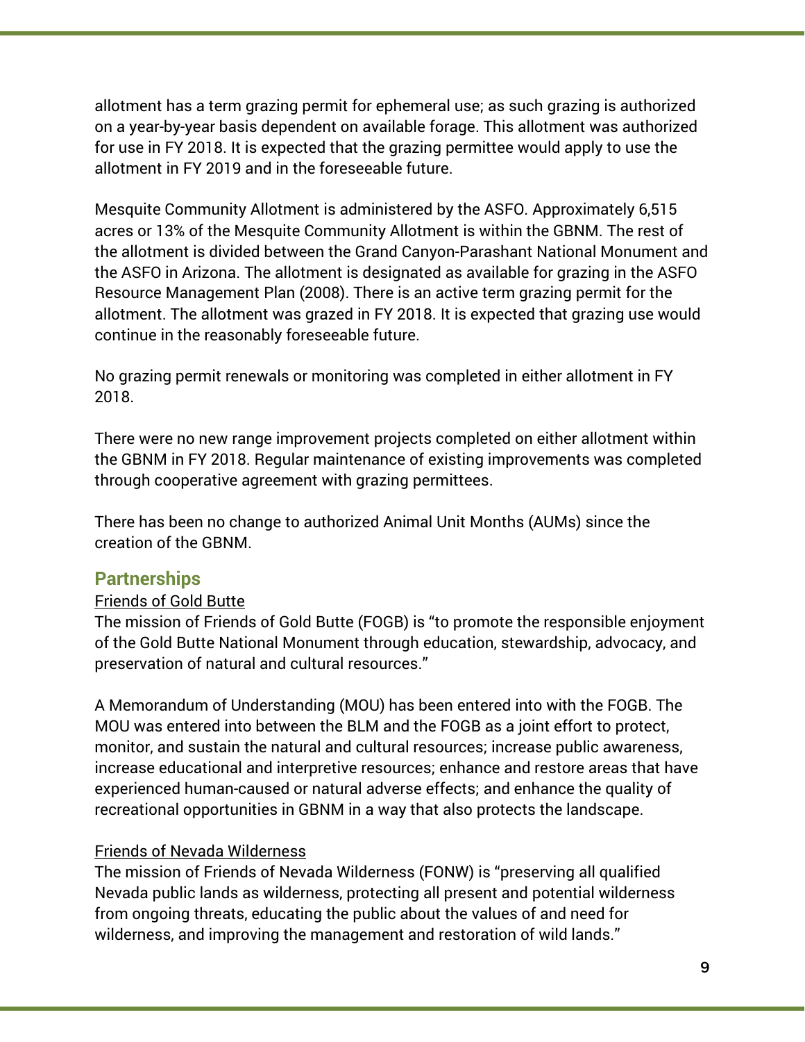allotment has a term grazing permit for ephemeral use; as such grazing is authorized on a year-by-year basis dependent on available forage. This allotment was authorized for use in FY 2018. It is expected that the grazing permittee would apply to use the allotment in FY 2019 and in the foreseeable future.

Mesquite Community Allotment is administered by the ASFO. Approximately 6,515 acres or 13% of the Mesquite Community Allotment is within the GBNM. The rest of the allotment is divided between the Grand Canyon-Parashant National Monument and the ASFO in Arizona. The allotment is designated as available for grazing in the ASFO Resource Management Plan (2008). There is an active term grazing permit for the allotment. The allotment was grazed in FY 2018. It is expected that grazing use would continue in the reasonably foreseeable future.

No grazing permit renewals or monitoring was completed in either allotment in FY 2018.

There were no new range improvement projects completed on either allotment within the GBNM in FY 2018. Regular maintenance of existing improvements was completed through cooperative agreement with grazing permittees.

There has been no change to authorized Animal Unit Months (AUMs) since the creation of the GBNM.

## Partnerships

Friends of Gold Butte

The mission of Friends of Gold Butte (FOGB) is "to promote the responsible enjoyment of the Gold Butte National Monument through education, stewardship, advocacy, and preservation of natural and cultural resources."

A Memorandum of Understanding (MOU) has been entered into with the FOGB. The MOU was entered into between the BLM and the FOGB as a joint effort to protect, monitor, and sustain the natural and cultural resources; increase public awareness, increase educational and interpretive resources; enhance and restore areas that have experienced human-caused or natural adverse effects; and enhance the quality of recreational opportunities in GBNM in a way that also protects the landscape.

Friends of Nevada Wilderness

The mission of Friends of Nevada Wilderness (FONW) is "preserving all qualified Nevada public lands as wilderness, protecting all present and potential wilderness from ongoing threats, educating the public about the values of and need for wilderness, and improving the management and restoration of wild lands."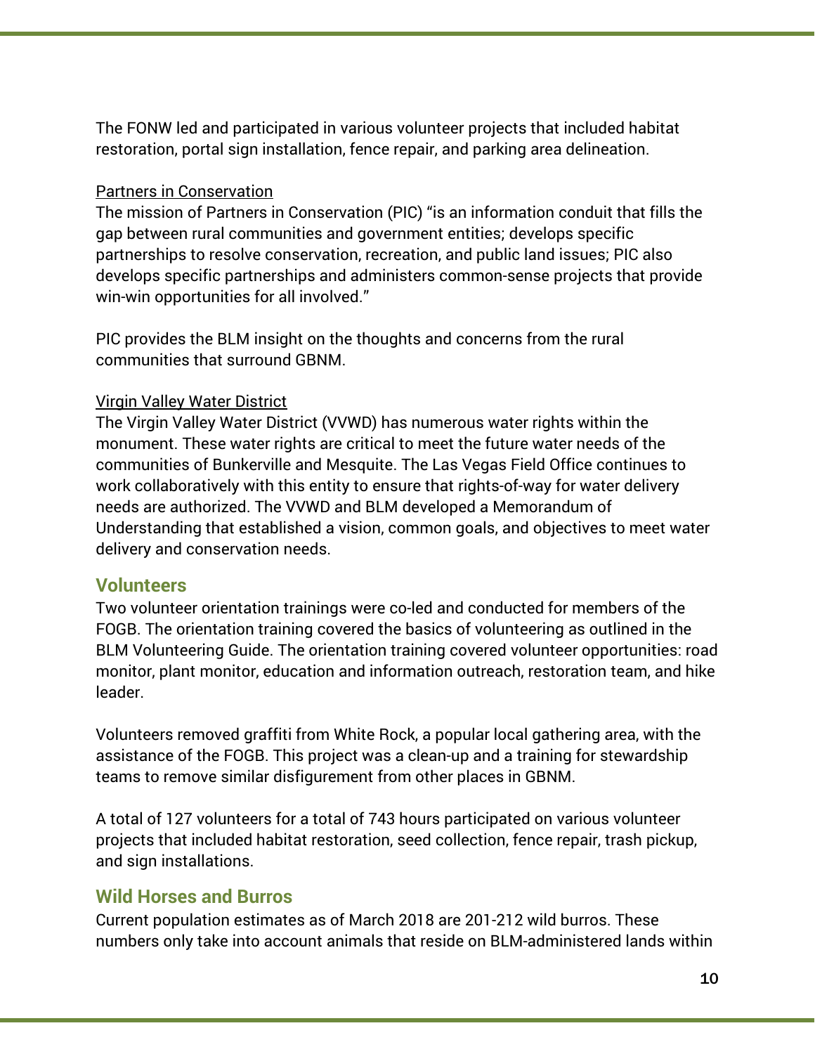The FONW led and participated in various volunteer projects that included habitat restoration, portal sign installation, fence repair, and parking area delineation.

Partners in Conservation

The mission of Partners in Conservation (PIC) "is an information conduit that fills the gap between rural communities and government entities; develops specific partnerships to resolve conservation, recreation, and public land issues; PIC also develops specific partnerships and administers common-sense projects that provide win-win opportunities for all involved."

PIC provides the BLM insight on the thoughts and concerns from the rural communities that surround GBNM.

Virgin Valley Water District

The Virgin Valley Water District (VVWD) has numerous water rights within the monument. These water rights are critical to meet the future water needs of the communities of Bunkerville and Mesquite. The Las Vegas Field Office continues to work collaboratively with this entity to ensure that rights-of-way for water delivery needs are authorized. The VVWD and BLM developed a Memorandum of Understanding that established a vision, common goals, and objectives to meet water delivery and conservation needs.

## Volunteers

Two volunteer orientation trainings were co-led and conducted for members of the FOGB. The orientation training covered the basics of volunteering as outlined in the BLM Volunteering Guide. The orientation training covered volunteer opportunities: road monitor, plant monitor, education and information outreach, restoration team, and hike leader.

Volunteers removed graffiti from White Rock, a popular local gathering area, with the assistance of the FOGB. This project was a clean-up and a training for stewardship teams to remove similar disfigurement from other places in GBNM.

A total of 127 volunteers for a total of 743 hours participated on various volunteer projects that included habitat restoration, seed collection, fence repair, trash pickup, and sign installations.

## Wild Horses and Burros

Current population estimates as of March 2018 are 201-212 wild burros. These numbers only take into account animals that reside on BLM-administered lands within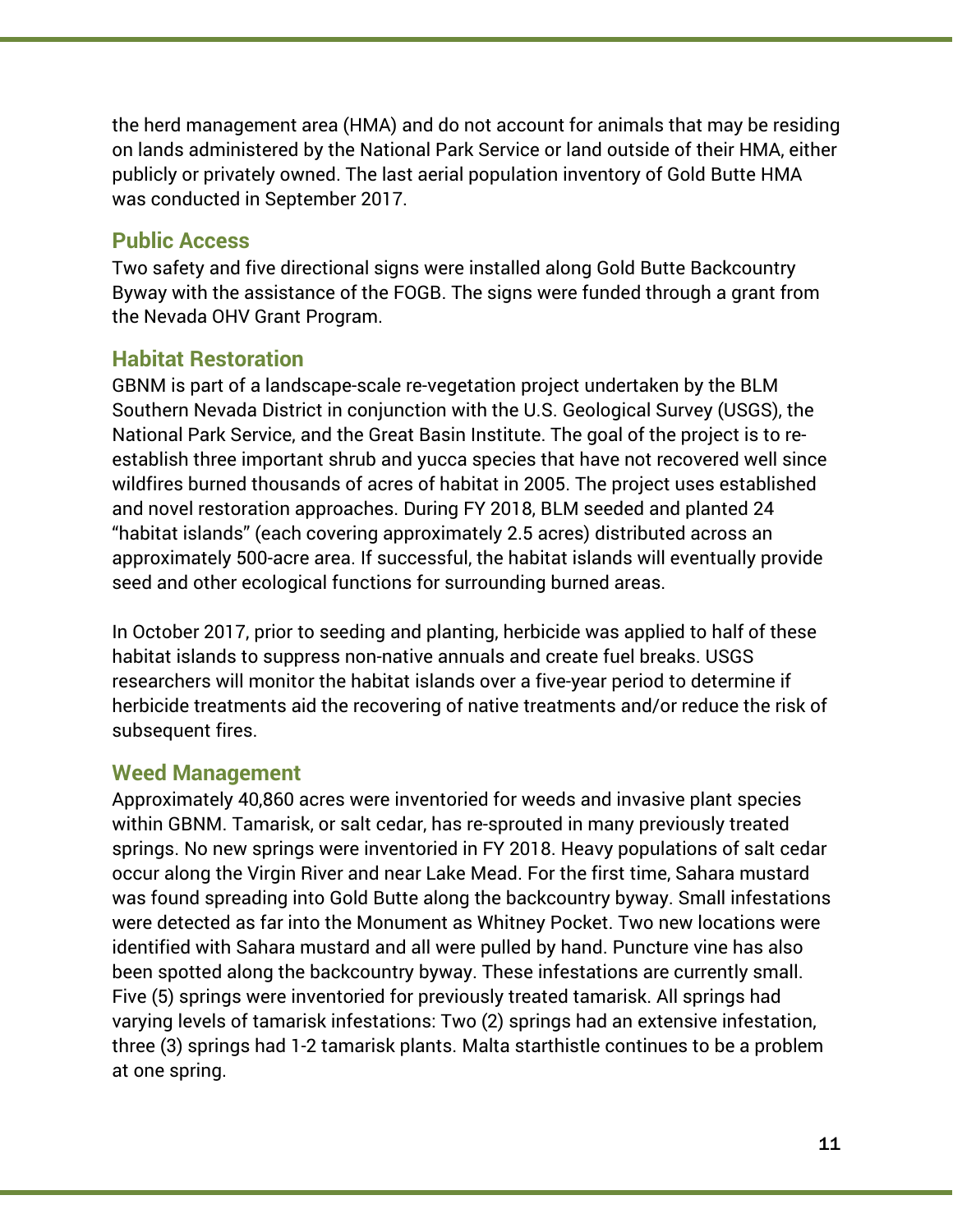the herd management area (HMA) and do not account for animals that may be residing on lands administered by the National Park Service or land outside of their HMA, either publicly or privately owned. The last aerial population inventory of Gold Butte HMA was conducted in September 2017.

### Public Access

Two safety and five directional signs were installed along Gold Butte Backcountry Byway with the assistance of the FOGB. The signs were funded through a grant from the Nevada OHV Grant Program.

### Habitat Restoration

GBNM is part of a landscape-scale re-vegetation project undertaken by the BLM Southern Nevada District in conjunction with the U.S. Geological Survey (USGS), the National Park Service, and the Great Basin Institute. The goal of the project is to re-establish three important shrub and yucca species that have not recovered well since wildfires burned thousands of acres of habitat in 2005. The project uses established and novel restoration approaches. During FY 2018, BLM seeded and planted 24 "habitat islands" (each covering approximately 2.5 acres) distributed across an approximately 500-acre area. If successful, the habitat islands will eventually provide seed and other ecological functions for surrounding burned areas.

In October 2017, prior to seeding and planting, herbicide was applied to half of these habitat islands to suppress non-native annuals and create fuel breaks. USGS researchers will monitor the habitat islands over a five-year period to determine if herbicide treatments aid the recovering of native treatments and/or reduce the risk of subsequent fires.

### Weed Management

Approximately 40,860 acres were inventoried for weeds and invasive plant species within GBNM. Tamarisk, or salt cedar, has re-sprouted in many previously treated springs. No new springs were inventoried in FY 2018. Heavy populations of salt cedar occur along the Virgin River and near Lake Mead. For the first time, Sahara mustard was found spreading into Gold Butte along the backcountry byway. Small infestations were detected as far into the Monument as Whitney Pocket. Two new locations were identified with Sahara mustard and all were pulled by hand. Puncture vine has also been spotted along the backcountry byway. These infestations are currently small. Five (5) springs were inventoried for previously treated tamarisk. All springs had varying levels of tamarisk infestations: Two (2) springs had an extensive infestation, three (3) springs had 1-2 tamarisk plants. Malta starthistle continues to be a problem at one spring.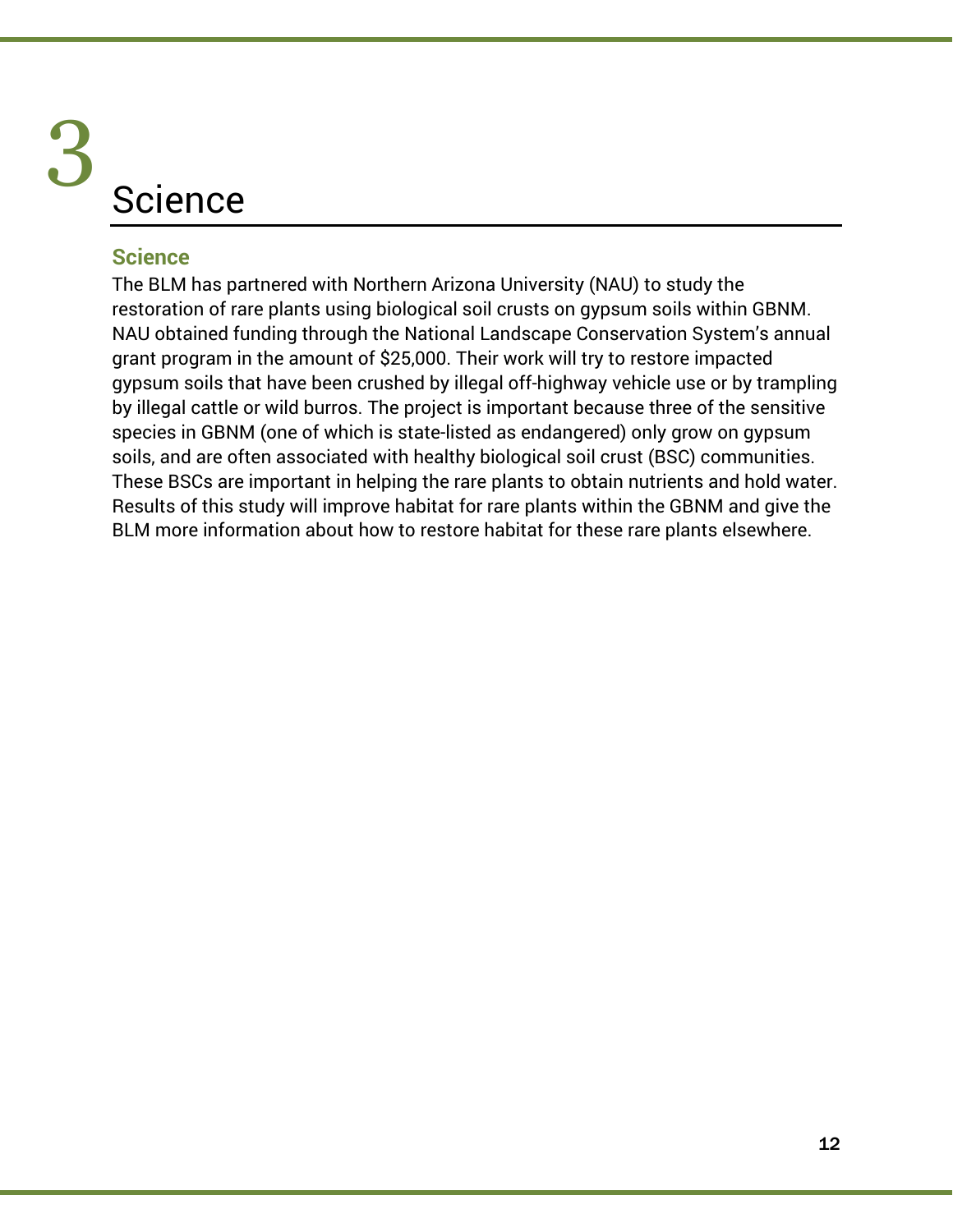# 3 Science

## Science

The BLM has partnered with Northern Arizona University (NAU) to study the restoration of rare plants using biological soil crusts on gypsum soils within GBNM. NAU obtained funding through the National Landscape Conservation System's annual grant program in the amount of $25,000. Their work will try to restore impacted gypsum soils that have been crushed by illegal off-highway vehicle use or by trampling by illegal cattle or wild burros. The project is important because three of the sensitive species in GBNM (one of which is state-listed as endangered) only grow on gypsum soils, and are often associated with healthy biological soil crust (BSC) communities. These BSCs are important in helping the rare plants to obtain nutrients and hold water. Results of this study will improve habitat for rare plants within the GBNM and give the BLM more information about how to restore habitat for these rare plants elsewhere.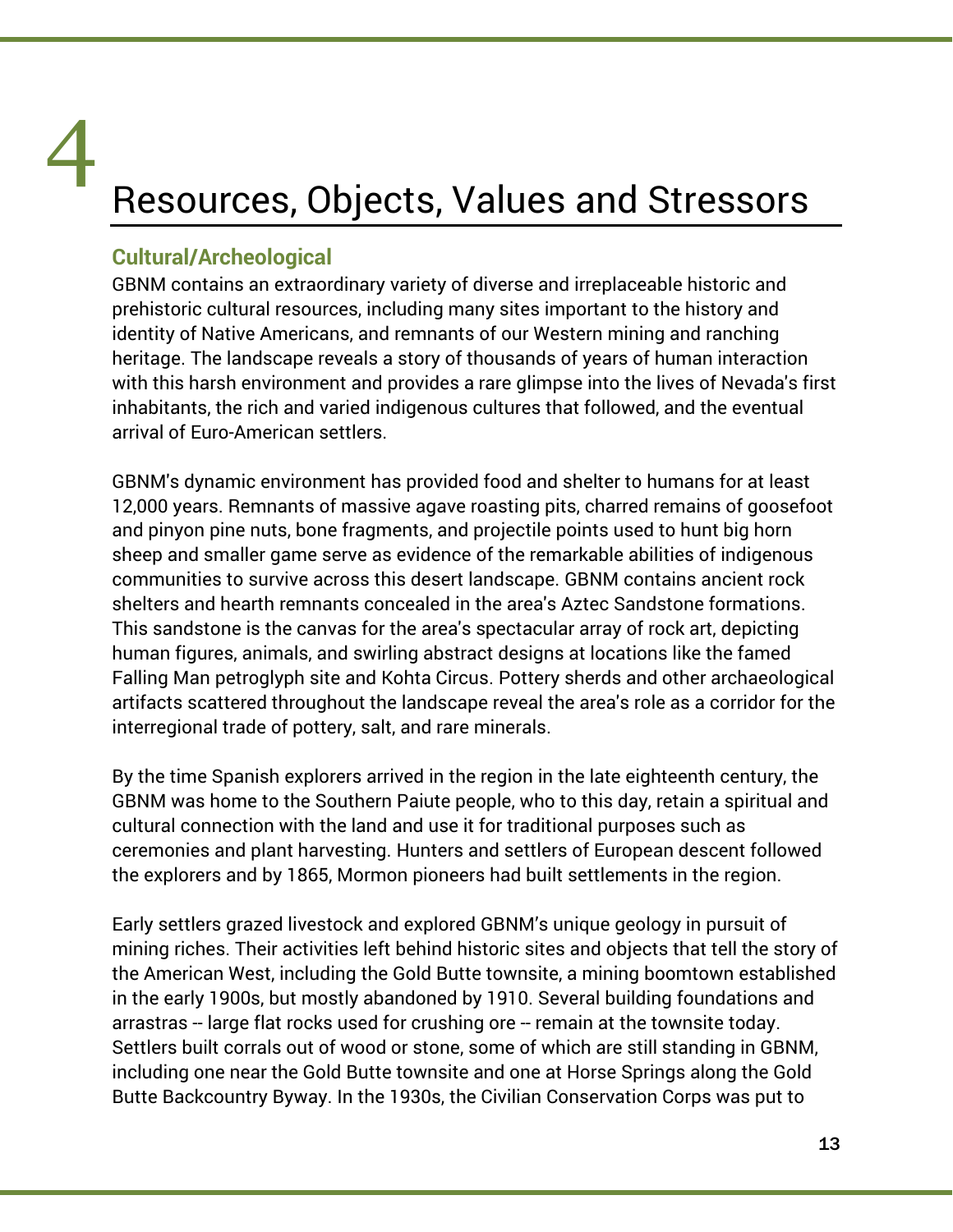# 4 Resources, Objects, Values and Stressors

## Cultural/Archeological

GBNM contains an extraordinary variety of diverse and irreplaceable historic and prehistoric cultural resources, including many sites important to the history and identity of Native Americans, and remnants of our Western mining and ranching heritage. The landscape reveals a story of thousands of years of human interaction with this harsh environment and provides a rare glimpse into the lives of Nevada's first inhabitants, the rich and varied indigenous cultures that followed, and the eventual arrival of Euro-American settlers.

GBNM's dynamic environment has provided food and shelter to humans for at least 12,000 years. Remnants of massive agave roasting pits, charred remains of goosefoot and pinyon pine nuts, bone fragments, and projectile points used to hunt big horn sheep and smaller game serve as evidence of the remarkable abilities of indigenous communities to survive across this desert landscape. GBNM contains ancient rock shelters and hearth remnants concealed in the area's Aztec Sandstone formations. This sandstone is the canvas for the area's spectacular array of rock art, depicting human figures, animals, and swirling abstract designs at locations like the famed Falling Man petroglyph site and Kohta Circus. Pottery sherds and other archaeological artifacts scattered throughout the landscape reveal the area's role as a corridor for the interregional trade of pottery, salt, and rare minerals.

By the time Spanish explorers arrived in the region in the late eighteenth century, the GBNM was home to the Southern Paiute people, who to this day, retain a spiritual and cultural connection with the land and use it for traditional purposes such as ceremonies and plant harvesting. Hunters and settlers of European descent followed the explorers and by 1865, Mormon pioneers had built settlements in the region.

Early settlers grazed livestock and explored GBNM's unique geology in pursuit of mining riches. Their activities left behind historic sites and objects that tell the story of the American West, including the Gold Butte townsite, a mining boomtown established in the early 1900s, but mostly abandoned by 1910. Several building foundations and arrastras -- large flat rocks used for crushing ore -- remain at the townsite today. Settlers built corrals out of wood or stone, some of which are still standing in GBNM, including one near the Gold Butte townsite and one at Horse Springs along the Gold Butte Backcountry Byway. In the 1930s, the Civilian Conservation Corps was put to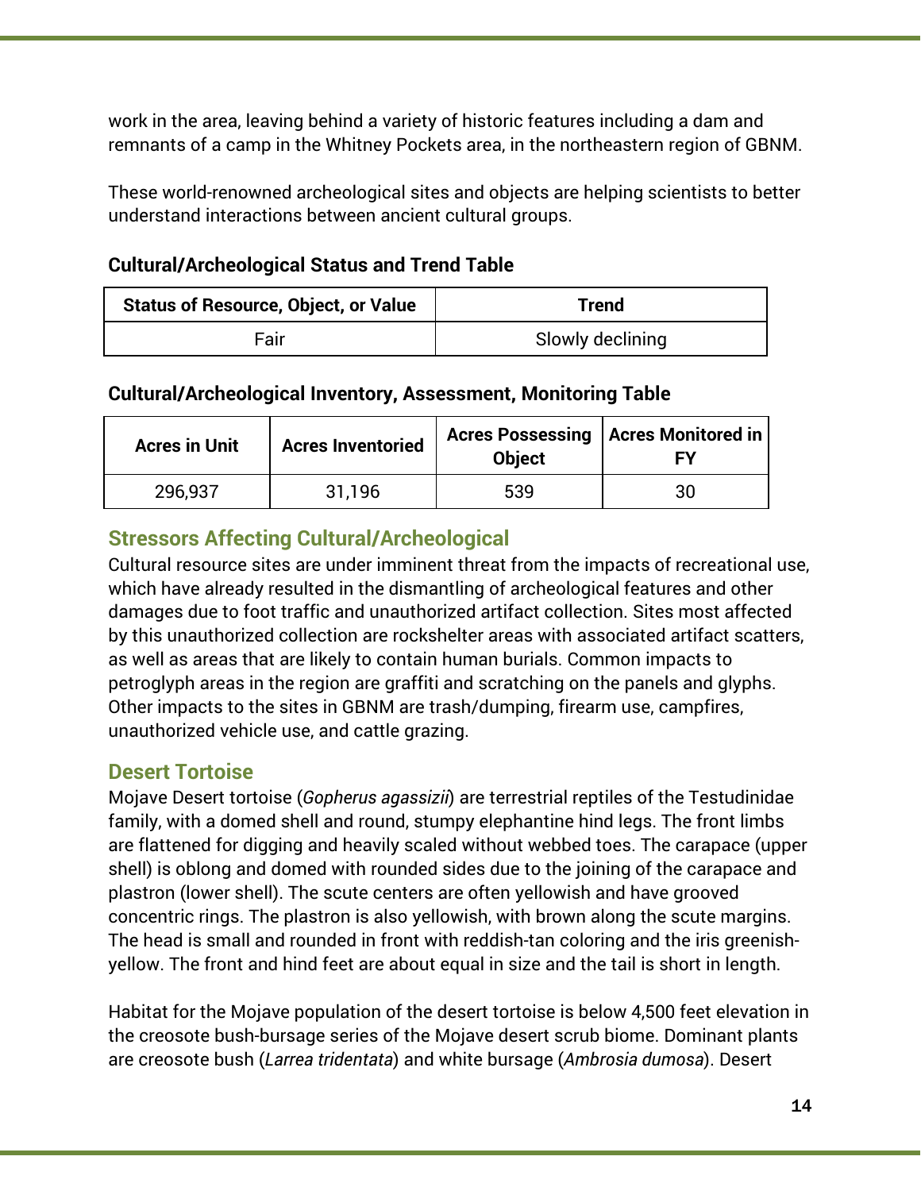work in the area, leaving behind a variety of historic features including a dam and remnants of a camp in the Whitney Pockets area, in the northeastern region of GBNM.

These world-renowned archeological sites and objects are helping scientists to better understand interactions between ancient cultural groups.

**Cultural/Archeological Status and Trend Table**

| Status of Resource, Object, or Value | Trend |
|---|---|
| Fair | Slowly declining |

**Cultural/Archeological Inventory, Assessment, Monitoring Table**

| Acres in Unit | Acres Inventoried | Acres Possessing Object | Acres Monitored in FY |
|---|---|---|---|
| 296,937 | 31,196 | 539 | 30 |

## Stressors Affecting Cultural/Archeological

Cultural resource sites are under imminent threat from the impacts of recreational use, which have already resulted in the dismantling of archeological features and other damages due to foot traffic and unauthorized artifact collection. Sites most affected by this unauthorized collection are rockshelter areas with associated artifact scatters, as well as areas that are likely to contain human burials. Common impacts to petroglyph areas in the region are graffiti and scratching on the panels and glyphs. Other impacts to the sites in GBNM are trash/dumping, firearm use, campfires, unauthorized vehicle use, and cattle grazing.

## Desert Tortoise

Mojave Desert tortoise (*Gopherus agassizii*) are terrestrial reptiles of the Testudinidae family, with a domed shell and round, stumpy elephantine hind legs. The front limbs are flattened for digging and heavily scaled without webbed toes. The carapace (upper shell) is oblong and domed with rounded sides due to the joining of the carapace and plastron (lower shell). The scute centers are often yellowish and have grooved concentric rings. The plastron is also yellowish, with brown along the scute margins. The head is small and rounded in front with reddish-tan coloring and the iris greenish-yellow. The front and hind feet are about equal in size and the tail is short in length.

Habitat for the Mojave population of the desert tortoise is below 4,500 feet elevation in the creosote bush-bursage series of the Mojave desert scrub biome. Dominant plants are creosote bush (*Larrea tridentata*) and white bursage (*Ambrosia dumosa*). Desert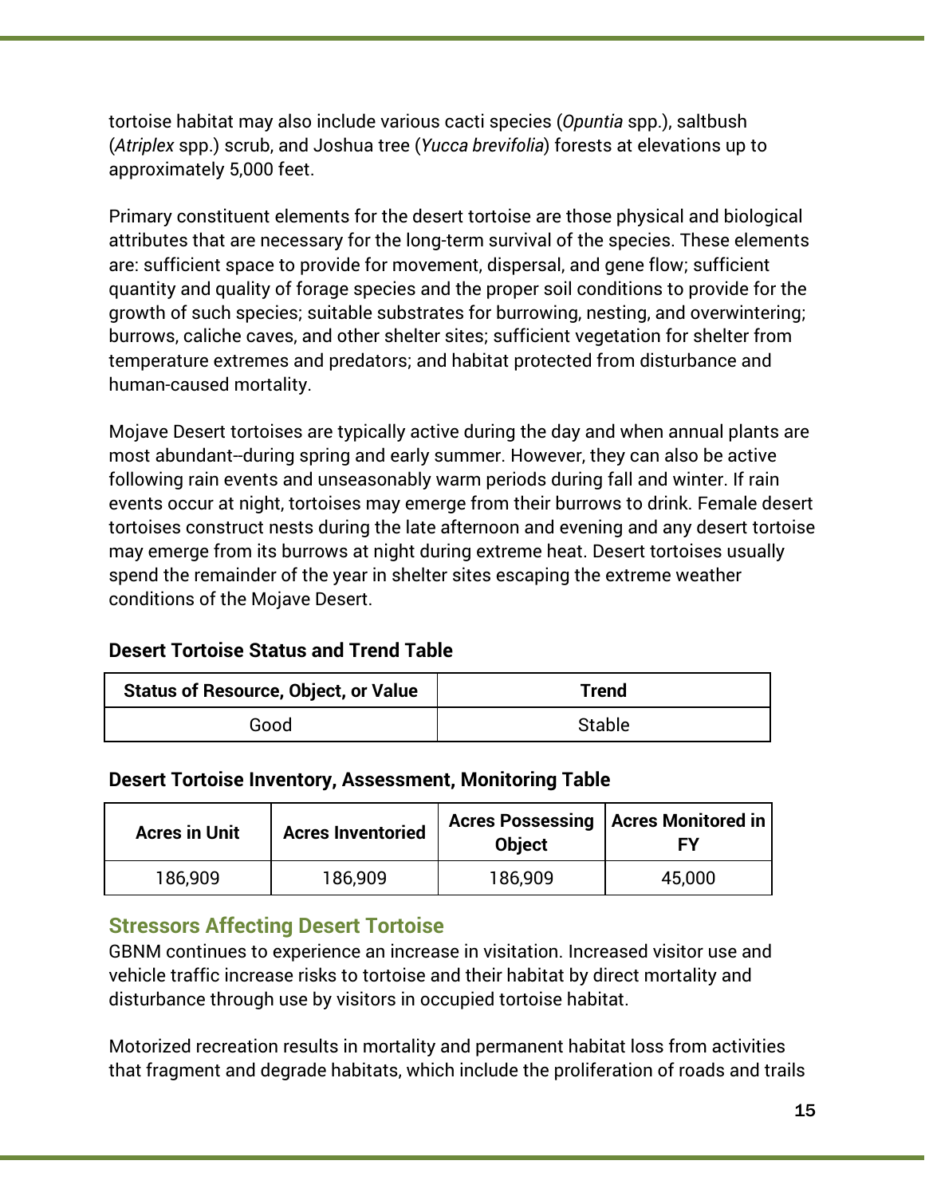tortoise habitat may also include various cacti species (*Opuntia* spp.), saltbush (*Atriplex* spp.) scrub, and Joshua tree (*Yucca brevifolia*) forests at elevations up to approximately 5,000 feet.

Primary constituent elements for the desert tortoise are those physical and biological attributes that are necessary for the long-term survival of the species. These elements are: sufficient space to provide for movement, dispersal, and gene flow; sufficient quantity and quality of forage species and the proper soil conditions to provide for the growth of such species; suitable substrates for burrowing, nesting, and overwintering; burrows, caliche caves, and other shelter sites; sufficient vegetation for shelter from temperature extremes and predators; and habitat protected from disturbance and human-caused mortality.

Mojave Desert tortoises are typically active during the day and when annual plants are most abundant--during spring and early summer. However, they can also be active following rain events and unseasonably warm periods during fall and winter. If rain events occur at night, tortoises may emerge from their burrows to drink. Female desert tortoises construct nests during the late afternoon and evening and any desert tortoise may emerge from its burrows at night during extreme heat. Desert tortoises usually spend the remainder of the year in shelter sites escaping the extreme weather conditions of the Mojave Desert.

**Desert Tortoise Status and Trend Table**

| Status of Resource, Object, or Value | Trend |
|---|---|
| Good | Stable |

**Desert Tortoise Inventory, Assessment, Monitoring Table**

| Acres in Unit | Acres Inventoried | Acres Possessing Object | Acres Monitored in FY |
|---|---|---|---|
| 186,909 | 186,909 | 186,909 | 45,000 |

## Stressors Affecting Desert Tortoise

GBNM continues to experience an increase in visitation. Increased visitor use and vehicle traffic increase risks to tortoise and their habitat by direct mortality and disturbance through use by visitors in occupied tortoise habitat.

Motorized recreation results in mortality and permanent habitat loss from activities that fragment and degrade habitats, which include the proliferation of roads and trails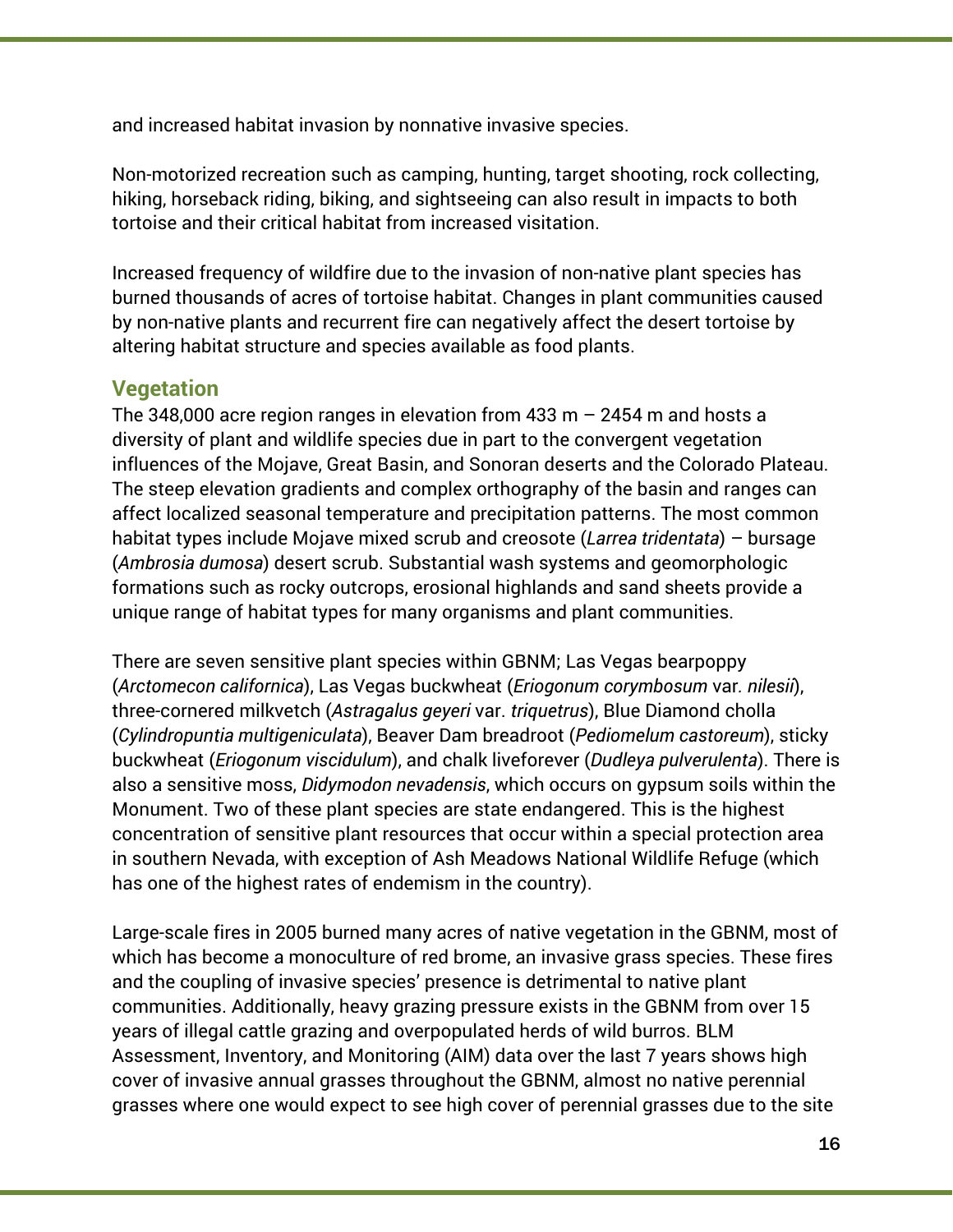and increased habitat invasion by nonnative invasive species.

Non-motorized recreation such as camping, hunting, target shooting, rock collecting, hiking, horseback riding, biking, and sightseeing can also result in impacts to both tortoise and their critical habitat from increased visitation.

Increased frequency of wildfire due to the invasion of non-native plant species has burned thousands of acres of tortoise habitat. Changes in plant communities caused by non-native plants and recurrent fire can negatively affect the desert tortoise by altering habitat structure and species available as food plants.

## Vegetation

The 348,000 acre region ranges in elevation from 433 m – 2454 m and hosts a diversity of plant and wildlife species due in part to the convergent vegetation influences of the Mojave, Great Basin, and Sonoran deserts and the Colorado Plateau. The steep elevation gradients and complex orthography of the basin and ranges can affect localized seasonal temperature and precipitation patterns. The most common habitat types include Mojave mixed scrub and creosote (*Larrea tridentata*) – bursage (*Ambrosia dumosa*) desert scrub. Substantial wash systems and geomorphologic formations such as rocky outcrops, erosional highlands and sand sheets provide a unique range of habitat types for many organisms and plant communities.

There are seven sensitive plant species within GBNM; Las Vegas bearpoppy (*Arctomecon californica*), Las Vegas buckwheat (*Eriogonum corymbosum* var. *nilesii*), three-cornered milkvetch (*Astragalus geyeri* var. *triquetrus*), Blue Diamond cholla (*Cylindropuntia multigeniculata*), Beaver Dam breadroot (*Pediomelum castoreum*), sticky buckwheat (*Eriogonum viscidulum*), and chalk liveforever (*Dudleya pulverulenta*). There is also a sensitive moss, *Didymodon nevadensis*, which occurs on gypsum soils within the Monument. Two of these plant species are state endangered. This is the highest concentration of sensitive plant resources that occur within a special protection area in southern Nevada, with exception of Ash Meadows National Wildlife Refuge (which has one of the highest rates of endemism in the country).

Large-scale fires in 2005 burned many acres of native vegetation in the GBNM, most of which has become a monoculture of red brome, an invasive grass species. These fires and the coupling of invasive species' presence is detrimental to native plant communities. Additionally, heavy grazing pressure exists in the GBNM from over 15 years of illegal cattle grazing and overpopulated herds of wild burros. BLM Assessment, Inventory, and Monitoring (AIM) data over the last 7 years shows high cover of invasive annual grasses throughout the GBNM, almost no native perennial grasses where one would expect to see high cover of perennial grasses due to the site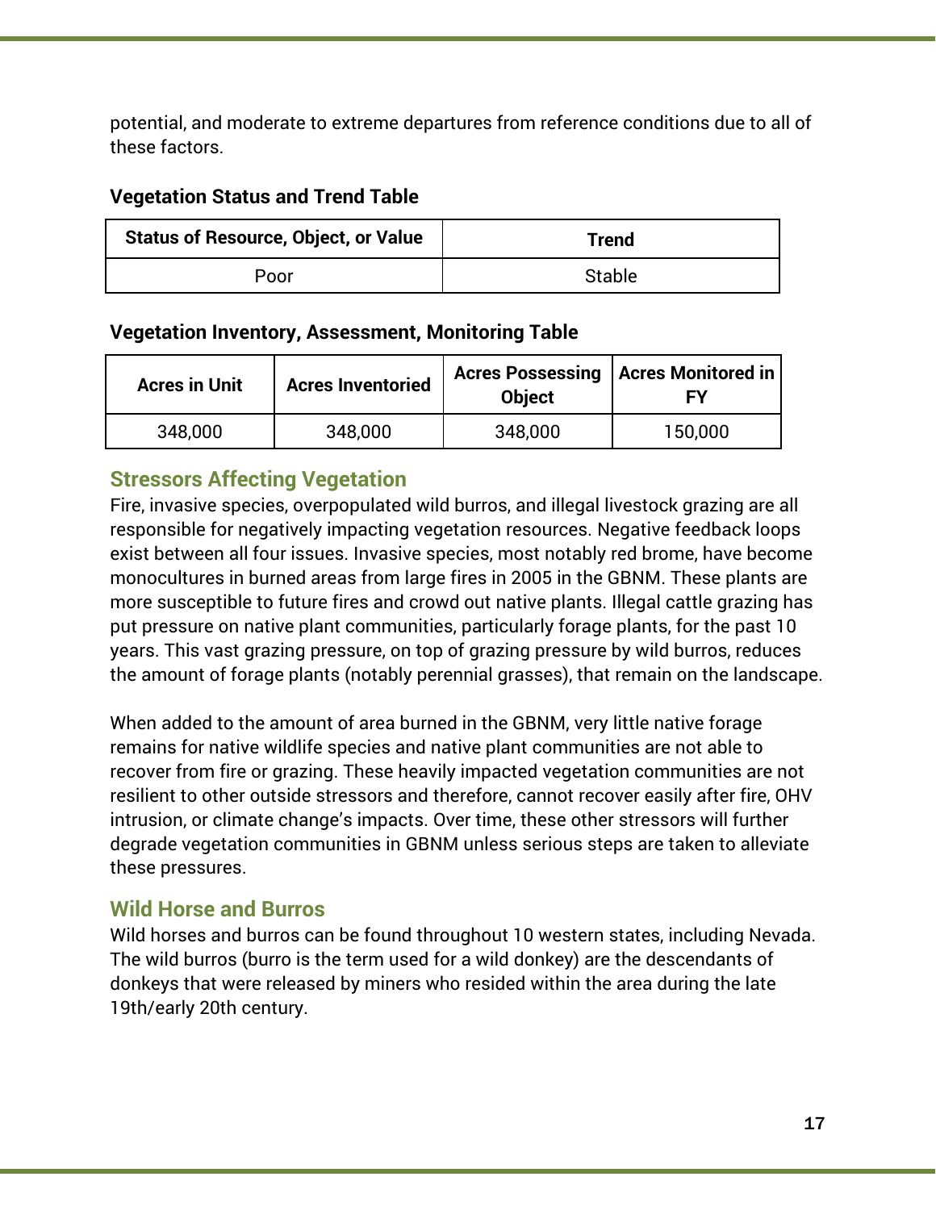potential, and moderate to extreme departures from reference conditions due to all of these factors.

**Vegetation Status and Trend Table**

| Status of Resource, Object, or Value | Trend |
| --- | --- |
| Poor | Stable |

**Vegetation Inventory, Assessment, Monitoring Table**

| Acres in Unit | Acres Inventoried | Acres Possessing Object | Acres Monitored in FY |
| --- | --- | --- | --- |
| 348,000 | 348,000 | 348,000 | 150,000 |

## Stressors Affecting Vegetation

Fire, invasive species, overpopulated wild burros, and illegal livestock grazing are all responsible for negatively impacting vegetation resources. Negative feedback loops exist between all four issues. Invasive species, most notably red brome, have become monocultures in burned areas from large fires in 2005 in the GBNM. These plants are more susceptible to future fires and crowd out native plants. Illegal cattle grazing has put pressure on native plant communities, particularly forage plants, for the past 10 years. This vast grazing pressure, on top of grazing pressure by wild burros, reduces the amount of forage plants (notably perennial grasses), that remain on the landscape.

When added to the amount of area burned in the GBNM, very little native forage remains for native wildlife species and native plant communities are not able to recover from fire or grazing. These heavily impacted vegetation communities are not resilient to other outside stressors and therefore, cannot recover easily after fire, OHV intrusion, or climate change's impacts. Over time, these other stressors will further degrade vegetation communities in GBNM unless serious steps are taken to alleviate these pressures.

## Wild Horse and Burros

Wild horses and burros can be found throughout 10 western states, including Nevada. The wild burros (burro is the term used for a wild donkey) are the descendants of donkeys that were released by miners who resided within the area during the late 19th/early 20th century.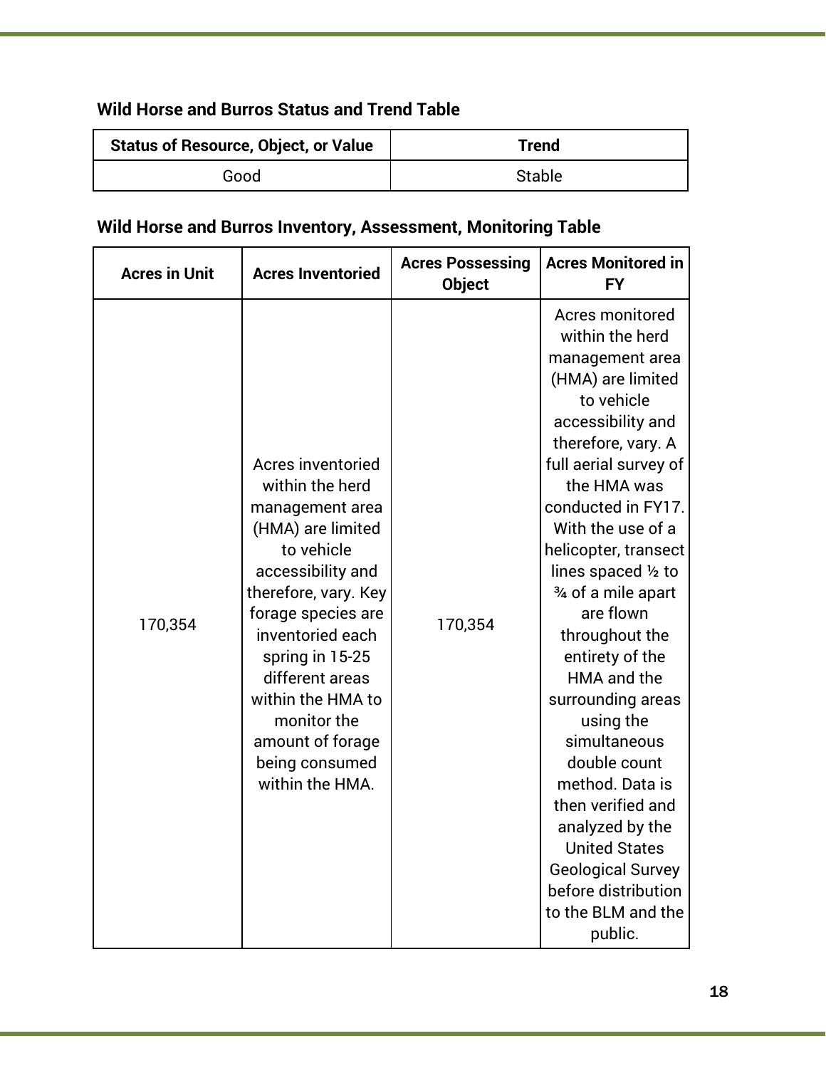### Wild Horse and Burros Status and Trend Table

| Status of Resource, Object, or Value | Trend |
| --- | --- |
| Good | Stable |

### Wild Horse and Burros Inventory, Assessment, Monitoring Table

| Acres in Unit | Acres Inventoried | Acres Possessing Object | Acres Monitored in FY |
| --- | --- | --- | --- |
| 170,354 | Acres inventoried within the herd management area (HMA) are limited to vehicle accessibility and therefore, vary. Key forage species are inventoried each spring in 15-25 different areas within the HMA to monitor the amount of forage being consumed within the HMA. | 170,354 | Acres monitored within the herd management area (HMA) are limited to vehicle accessibility and therefore, vary. A full aerial survey of the HMA was conducted in FY17. With the use of a helicopter, transect lines spaced ½ to ¾ of a mile apart are flown throughout the entirety of the HMA and the surrounding areas using the simultaneous double count method. Data is then verified and analyzed by the United States Geological Survey before distribution to the BLM and the public. |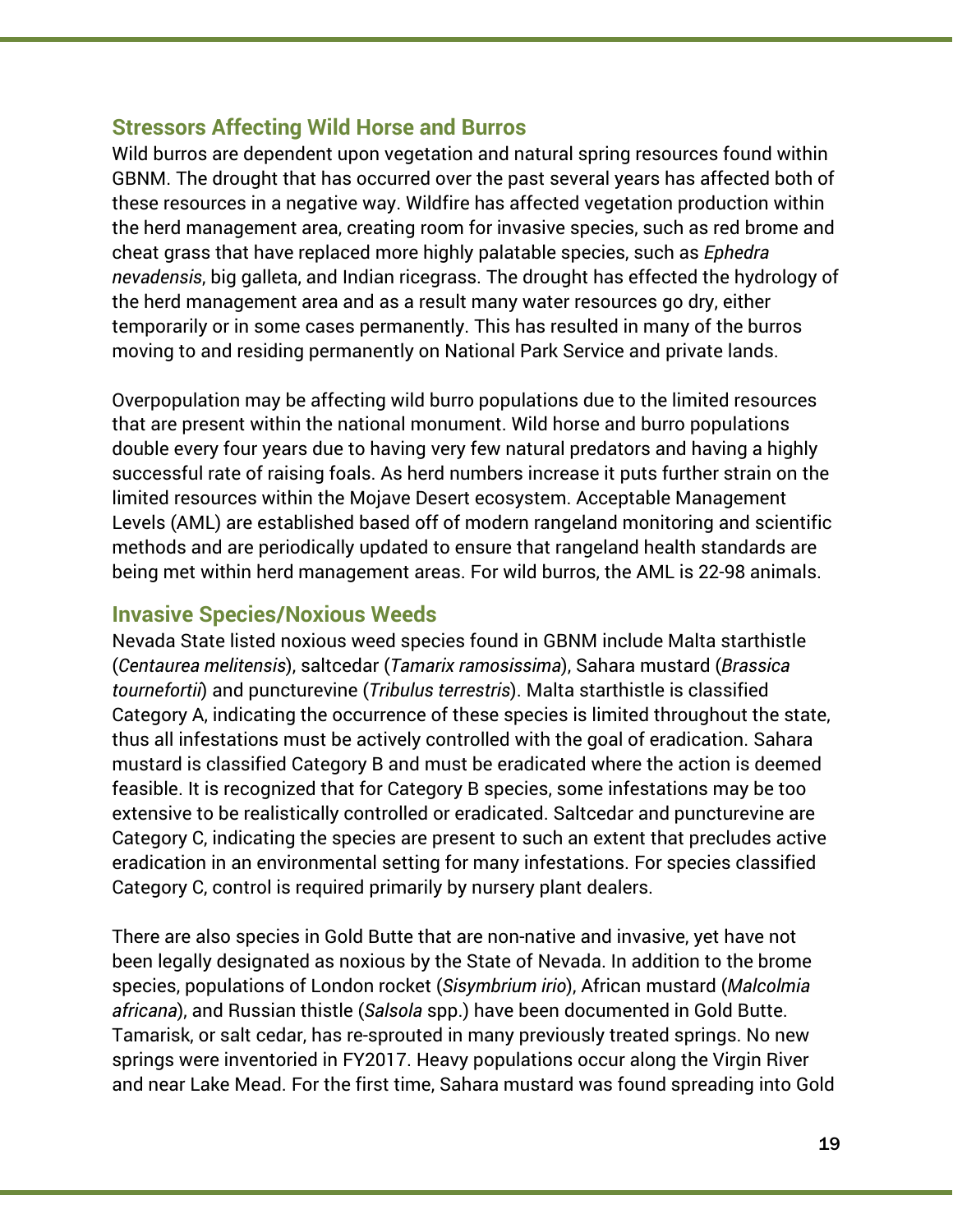## Stressors Affecting Wild Horse and Burros

Wild burros are dependent upon vegetation and natural spring resources found within GBNM. The drought that has occurred over the past several years has affected both of these resources in a negative way. Wildfire has affected vegetation production within the herd management area, creating room for invasive species, such as red brome and cheat grass that have replaced more highly palatable species, such as *Ephedra nevadensis*, big galleta, and Indian ricegrass. The drought has effected the hydrology of the herd management area and as a result many water resources go dry, either temporarily or in some cases permanently. This has resulted in many of the burros moving to and residing permanently on National Park Service and private lands.

Overpopulation may be affecting wild burro populations due to the limited resources that are present within the national monument. Wild horse and burro populations double every four years due to having very few natural predators and having a highly successful rate of raising foals. As herd numbers increase it puts further strain on the limited resources within the Mojave Desert ecosystem. Acceptable Management Levels (AML) are established based off of modern rangeland monitoring and scientific methods and are periodically updated to ensure that rangeland health standards are being met within herd management areas. For wild burros, the AML is 22-98 animals.

## Invasive Species/Noxious Weeds

Nevada State listed noxious weed species found in GBNM include Malta starthistle (*Centaurea melitensis*), saltcedar (*Tamarix ramosissima*), Sahara mustard (*Brassica tournefortii*) and puncturevine (*Tribulus terrestris*). Malta starthistle is classified Category A, indicating the occurrence of these species is limited throughout the state, thus all infestations must be actively controlled with the goal of eradication. Sahara mustard is classified Category B and must be eradicated where the action is deemed feasible. It is recognized that for Category B species, some infestations may be too extensive to be realistically controlled or eradicated. Saltcedar and puncturevine are Category C, indicating the species are present to such an extent that precludes active eradication in an environmental setting for many infestations. For species classified Category C, control is required primarily by nursery plant dealers.

There are also species in Gold Butte that are non-native and invasive, yet have not been legally designated as noxious by the State of Nevada. In addition to the brome species, populations of London rocket (*Sisymbrium irio*), African mustard (*Malcolmia africana*), and Russian thistle (*Salsola* spp.) have been documented in Gold Butte. Tamarisk, or salt cedar, has re-sprouted in many previously treated springs. No new springs were inventoried in FY2017. Heavy populations occur along the Virgin River and near Lake Mead. For the first time, Sahara mustard was found spreading into Gold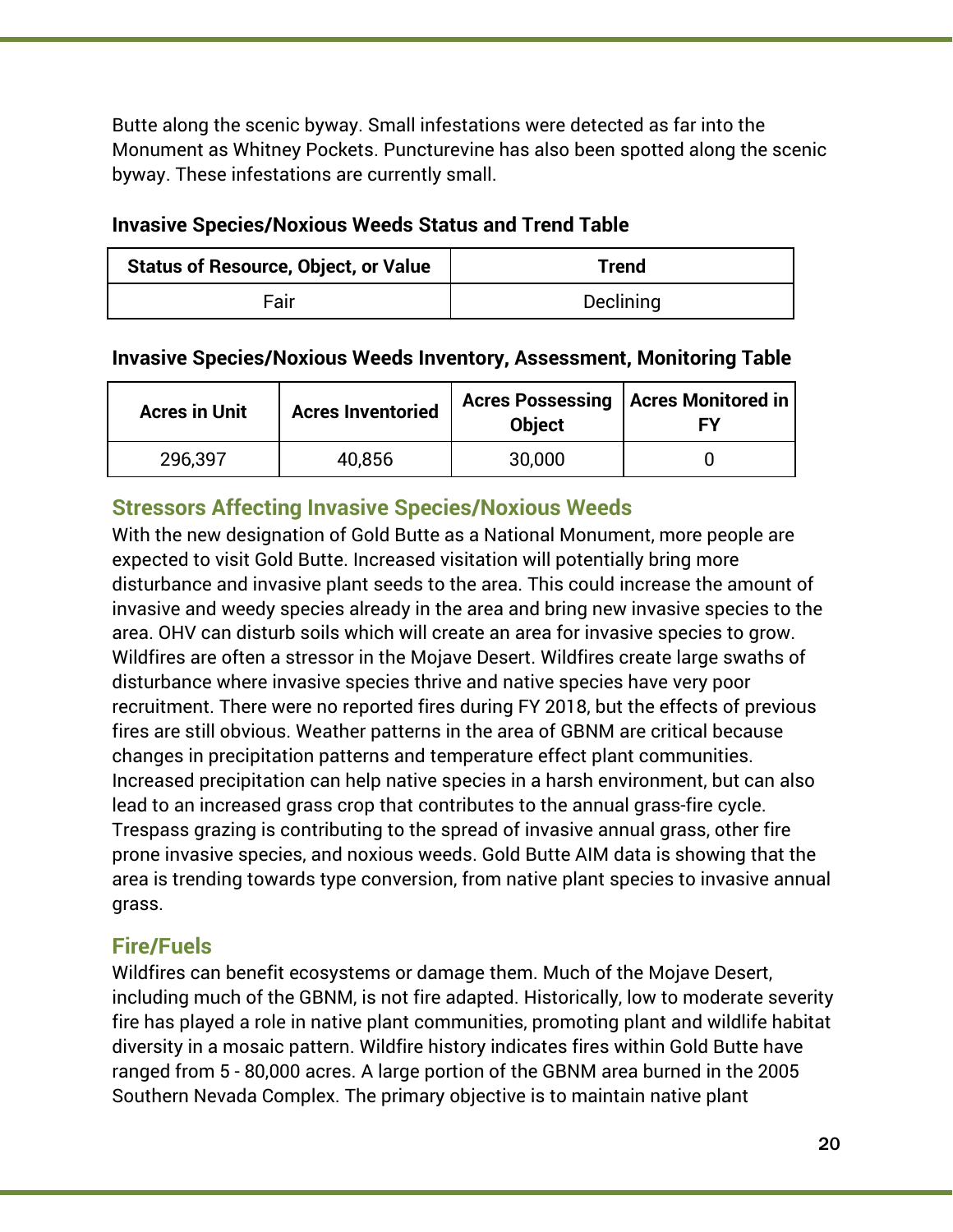Butte along the scenic byway. Small infestations were detected as far into the Monument as Whitney Pockets. Puncturevine has also been spotted along the scenic byway. These infestations are currently small.

**Invasive Species/Noxious Weeds Status and Trend Table**

| Status of Resource, Object, or Value | Trend |
|---|---|
| Fair | Declining |

**Invasive Species/Noxious Weeds Inventory, Assessment, Monitoring Table**

| Acres in Unit | Acres Inventoried | Acres Possessing Object | Acres Monitored in FY |
|---|---|---|---|
| 296,397 | 40,856 | 30,000 | 0 |

### Stressors Affecting Invasive Species/Noxious Weeds

With the new designation of Gold Butte as a National Monument, more people are expected to visit Gold Butte. Increased visitation will potentially bring more disturbance and invasive plant seeds to the area. This could increase the amount of invasive and weedy species already in the area and bring new invasive species to the area. OHV can disturb soils which will create an area for invasive species to grow. Wildfires are often a stressor in the Mojave Desert. Wildfires create large swaths of disturbance where invasive species thrive and native species have very poor recruitment. There were no reported fires during FY 2018, but the effects of previous fires are still obvious. Weather patterns in the area of GBNM are critical because changes in precipitation patterns and temperature effect plant communities. Increased precipitation can help native species in a harsh environment, but can also lead to an increased grass crop that contributes to the annual grass-fire cycle. Trespass grazing is contributing to the spread of invasive annual grass, other fire prone invasive species, and noxious weeds. Gold Butte AIM data is showing that the area is trending towards type conversion, from native plant species to invasive annual grass.

## Fire/Fuels

Wildfires can benefit ecosystems or damage them. Much of the Mojave Desert, including much of the GBNM, is not fire adapted. Historically, low to moderate severity fire has played a role in native plant communities, promoting plant and wildlife habitat diversity in a mosaic pattern. Wildfire history indicates fires within Gold Butte have ranged from 5 - 80,000 acres. A large portion of the GBNM area burned in the 2005 Southern Nevada Complex. The primary objective is to maintain native plant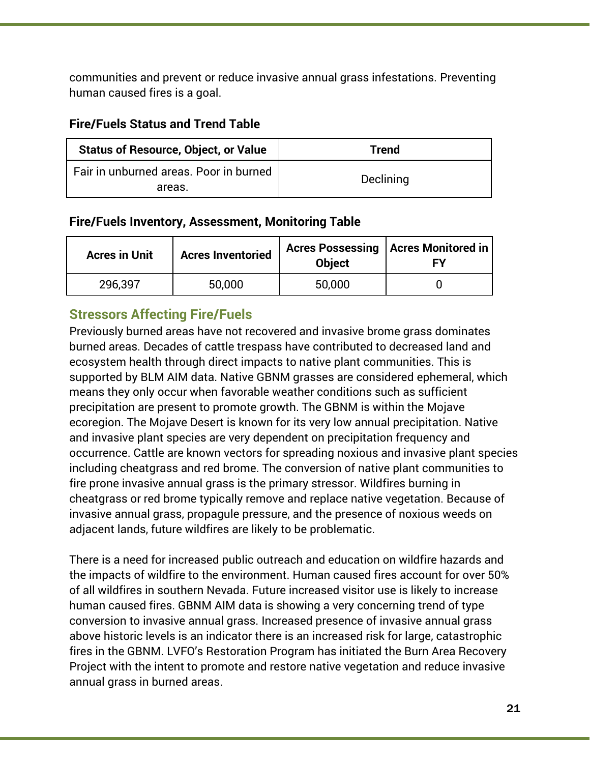communities and prevent or reduce invasive annual grass infestations. Preventing human caused fires is a goal.

**Fire/Fuels Status and Trend Table**

| Status of Resource, Object, or Value | Trend |
|---|---|
| Fair in unburned areas. Poor in burned areas. | Declining |

**Fire/Fuels Inventory, Assessment, Monitoring Table**

| Acres in Unit | Acres Inventoried | Acres Possessing Object | Acres Monitored in FY |
|---|---|---|---|
| 296,397 | 50,000 | 50,000 | 0 |

### Stressors Affecting Fire/Fuels

Previously burned areas have not recovered and invasive brome grass dominates burned areas. Decades of cattle trespass have contributed to decreased land and ecosystem health through direct impacts to native plant communities. This is supported by BLM AIM data. Native GBNM grasses are considered ephemeral, which means they only occur when favorable weather conditions such as sufficient precipitation are present to promote growth. The GBNM is within the Mojave ecoregion. The Mojave Desert is known for its very low annual precipitation. Native and invasive plant species are very dependent on precipitation frequency and occurrence. Cattle are known vectors for spreading noxious and invasive plant species including cheatgrass and red brome. The conversion of native plant communities to fire prone invasive annual grass is the primary stressor. Wildfires burning in cheatgrass or red brome typically remove and replace native vegetation. Because of invasive annual grass, propagule pressure, and the presence of noxious weeds on adjacent lands, future wildfires are likely to be problematic.

There is a need for increased public outreach and education on wildfire hazards and the impacts of wildfire to the environment. Human caused fires account for over 50% of all wildfires in southern Nevada. Future increased visitor use is likely to increase human caused fires. GBNM AIM data is showing a very concerning trend of type conversion to invasive annual grass. Increased presence of invasive annual grass above historic levels is an indicator there is an increased risk for large, catastrophic fires in the GBNM. LVFO's Restoration Program has initiated the Burn Area Recovery Project with the intent to promote and restore native vegetation and reduce invasive annual grass in burned areas.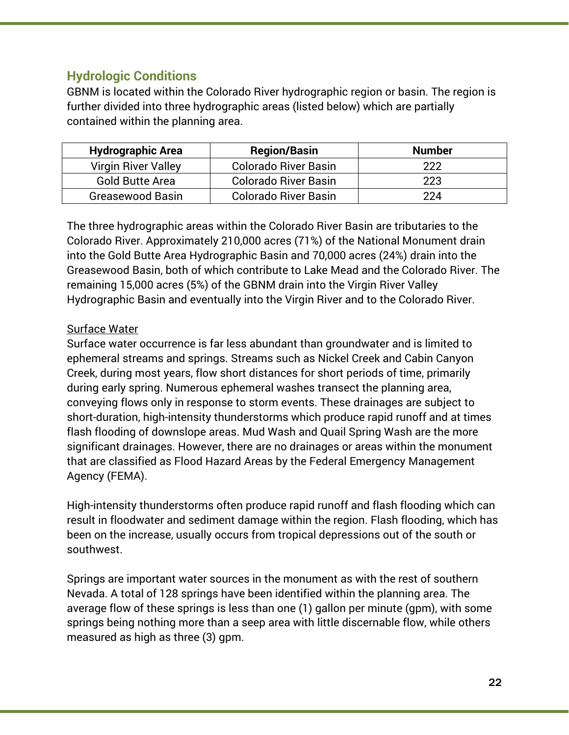## Hydrologic Conditions

GBNM is located within the Colorado River hydrographic region or basin. The region is further divided into three hydrographic areas (listed below) which are partially contained within the planning area.

| Hydrographic Area | Region/Basin | Number |
|---|---|---|
| Virgin River Valley | Colorado River Basin | 222 |
| Gold Butte Area | Colorado River Basin | 223 |
| Greasewood Basin | Colorado River Basin | 224 |

The three hydrographic areas within the Colorado River Basin are tributaries to the Colorado River. Approximately 210,000 acres (71%) of the National Monument drain into the Gold Butte Area Hydrographic Basin and 70,000 acres (24%) drain into the Greasewood Basin, both of which contribute to Lake Mead and the Colorado River. The remaining 15,000 acres (5%) of the GBNM drain into the Virgin River Valley Hydrographic Basin and eventually into the Virgin River and to the Colorado River.

<u>Surface Water</u>

Surface water occurrence is far less abundant than groundwater and is limited to ephemeral streams and springs. Streams such as Nickel Creek and Cabin Canyon Creek, during most years, flow short distances for short periods of time, primarily during early spring. Numerous ephemeral washes transect the planning area, conveying flows only in response to storm events. These drainages are subject to short-duration, high-intensity thunderstorms which produce rapid runoff and at times flash flooding of downslope areas. Mud Wash and Quail Spring Wash are the more significant drainages. However, there are no drainages or areas within the monument that are classified as Flood Hazard Areas by the Federal Emergency Management Agency (FEMA).

High-intensity thunderstorms often produce rapid runoff and flash flooding which can result in floodwater and sediment damage within the region. Flash flooding, which has been on the increase, usually occurs from tropical depressions out of the south or southwest.

Springs are important water sources in the monument as with the rest of southern Nevada. A total of 128 springs have been identified within the planning area. The average flow of these springs is less than one (1) gallon per minute (gpm), with some springs being nothing more than a seep area with little discernable flow, while others measured as high as three (3) gpm.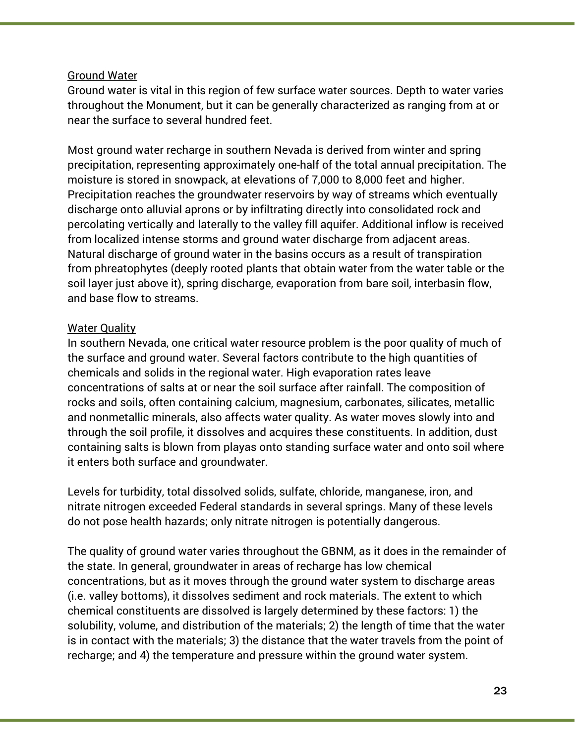<u>Ground Water</u>

Ground water is vital in this region of few surface water sources. Depth to water varies throughout the Monument, but it can be generally characterized as ranging from at or near the surface to several hundred feet.

Most ground water recharge in southern Nevada is derived from winter and spring precipitation, representing approximately one-half of the total annual precipitation. The moisture is stored in snowpack, at elevations of 7,000 to 8,000 feet and higher. Precipitation reaches the groundwater reservoirs by way of streams which eventually discharge onto alluvial aprons or by infiltrating directly into consolidated rock and percolating vertically and laterally to the valley fill aquifer. Additional inflow is received from localized intense storms and ground water discharge from adjacent areas. Natural discharge of ground water in the basins occurs as a result of transpiration from phreatophytes (deeply rooted plants that obtain water from the water table or the soil layer just above it), spring discharge, evaporation from bare soil, interbasin flow, and base flow to streams.

<u>Water Quality</u>

In southern Nevada, one critical water resource problem is the poor quality of much of the surface and ground water. Several factors contribute to the high quantities of chemicals and solids in the regional water. High evaporation rates leave concentrations of salts at or near the soil surface after rainfall. The composition of rocks and soils, often containing calcium, magnesium, carbonates, silicates, metallic and nonmetallic minerals, also affects water quality. As water moves slowly into and through the soil profile, it dissolves and acquires these constituents. In addition, dust containing salts is blown from playas onto standing surface water and onto soil where it enters both surface and groundwater.

Levels for turbidity, total dissolved solids, sulfate, chloride, manganese, iron, and nitrate nitrogen exceeded Federal standards in several springs. Many of these levels do not pose health hazards; only nitrate nitrogen is potentially dangerous.

The quality of ground water varies throughout the GBNM, as it does in the remainder of the state. In general, groundwater in areas of recharge has low chemical concentrations, but as it moves through the ground water system to discharge areas (i.e. valley bottoms), it dissolves sediment and rock materials. The extent to which chemical constituents are dissolved is largely determined by these factors: 1) the solubility, volume, and distribution of the materials; 2) the length of time that the water is in contact with the materials; 3) the distance that the water travels from the point of recharge; and 4) the temperature and pressure within the ground water system.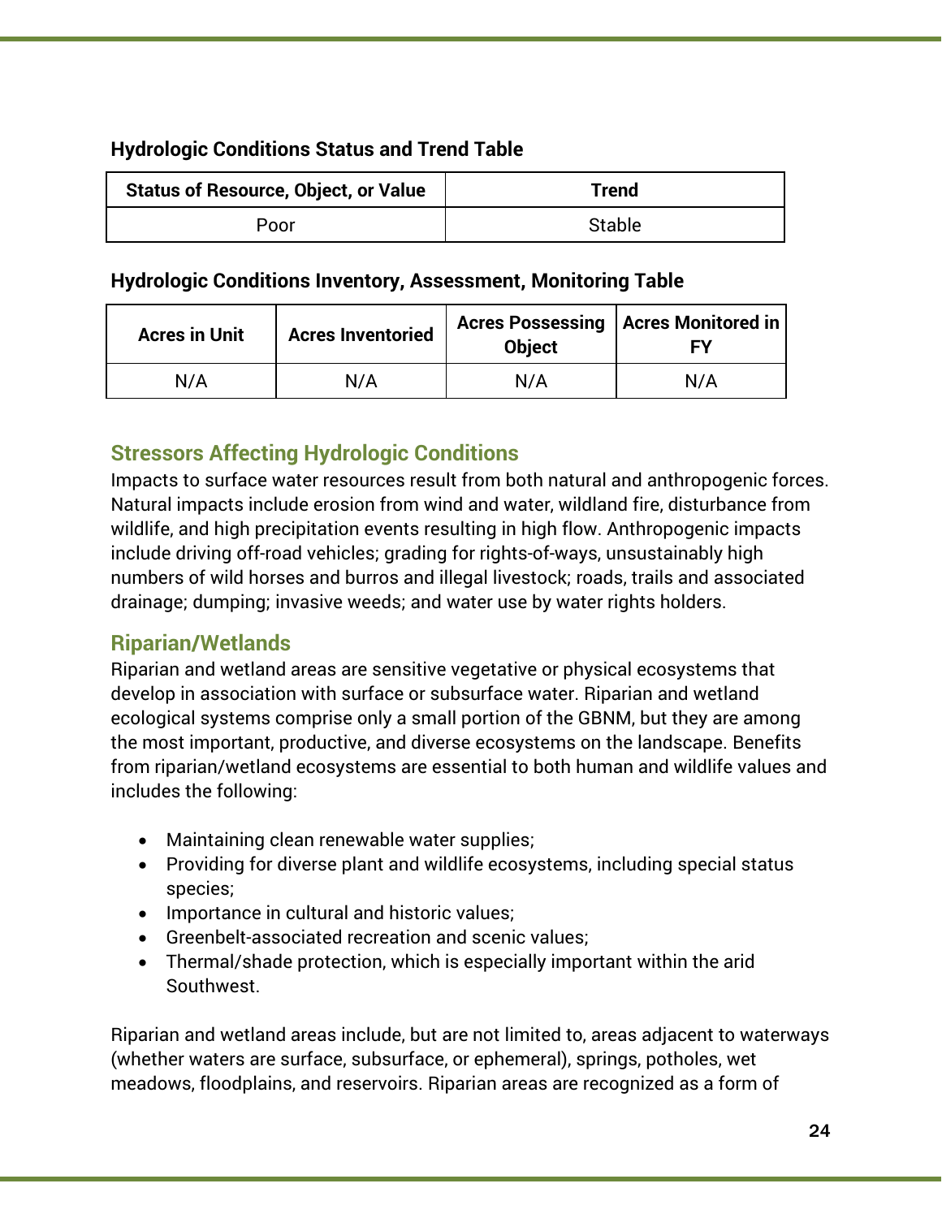**Hydrologic Conditions Status and Trend Table**

| Status of Resource, Object, or Value | Trend |
|---|---|
| Poor | Stable |

**Hydrologic Conditions Inventory, Assessment, Monitoring Table**

| Acres in Unit | Acres Inventoried | Acres Possessing Object | Acres Monitored in FY |
|---|---|---|---|
| N/A | N/A | N/A | N/A |

## Stressors Affecting Hydrologic Conditions

Impacts to surface water resources result from both natural and anthropogenic forces. Natural impacts include erosion from wind and water, wildland fire, disturbance from wildlife, and high precipitation events resulting in high flow. Anthropogenic impacts include driving off-road vehicles; grading for rights-of-ways, unsustainably high numbers of wild horses and burros and illegal livestock; roads, trails and associated drainage; dumping; invasive weeds; and water use by water rights holders.

## Riparian/Wetlands

Riparian and wetland areas are sensitive vegetative or physical ecosystems that develop in association with surface or subsurface water. Riparian and wetland ecological systems comprise only a small portion of the GBNM, but they are among the most important, productive, and diverse ecosystems on the landscape. Benefits from riparian/wetland ecosystems are essential to both human and wildlife values and includes the following:

- Maintaining clean renewable water supplies;
- Providing for diverse plant and wildlife ecosystems, including special status species;
- Importance in cultural and historic values;
- Greenbelt-associated recreation and scenic values;
- Thermal/shade protection, which is especially important within the arid Southwest.

Riparian and wetland areas include, but are not limited to, areas adjacent to waterways (whether waters are surface, subsurface, or ephemeral), springs, potholes, wet meadows, floodplains, and reservoirs. Riparian areas are recognized as a form of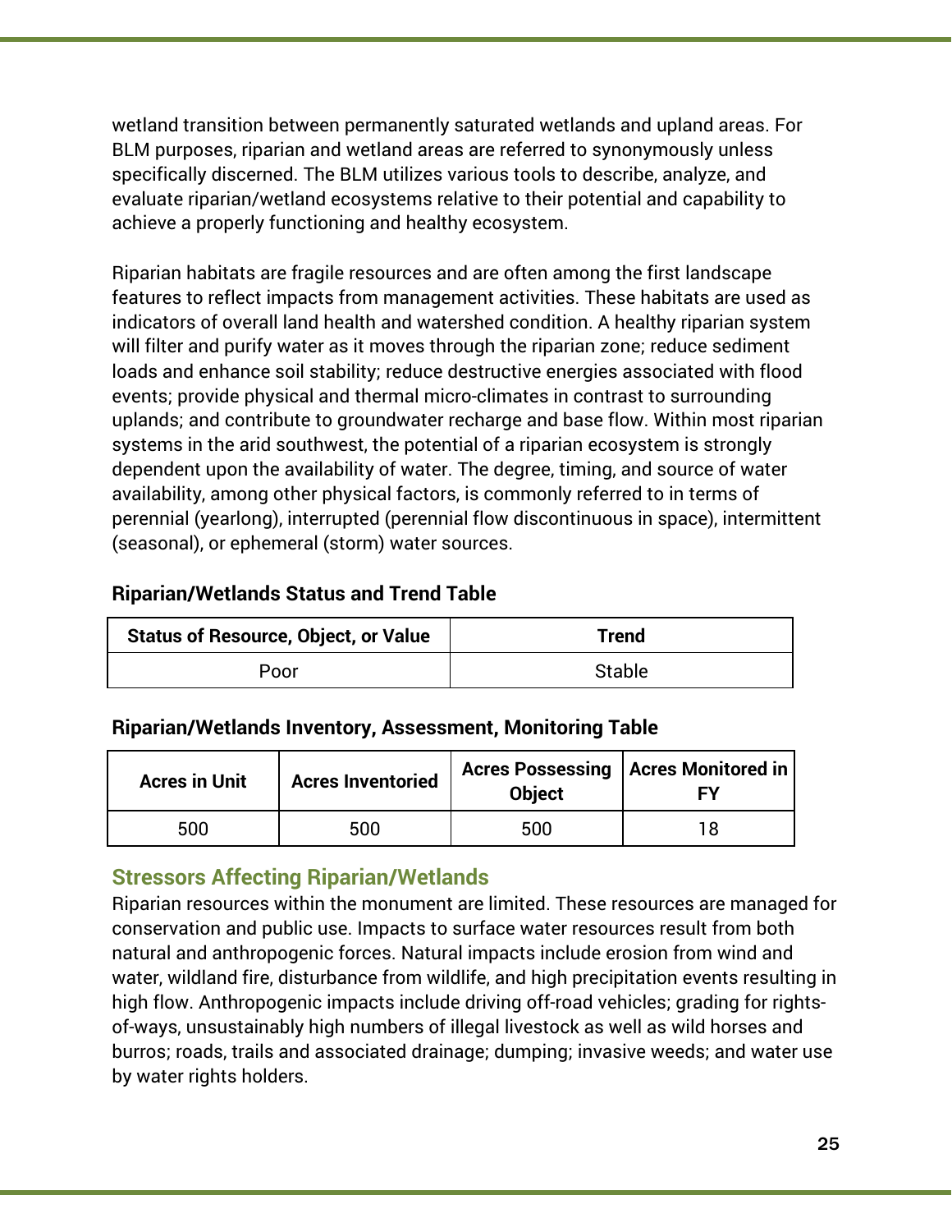wetland transition between permanently saturated wetlands and upland areas. For BLM purposes, riparian and wetland areas are referred to synonymously unless specifically discerned. The BLM utilizes various tools to describe, analyze, and evaluate riparian/wetland ecosystems relative to their potential and capability to achieve a properly functioning and healthy ecosystem.

Riparian habitats are fragile resources and are often among the first landscape features to reflect impacts from management activities. These habitats are used as indicators of overall land health and watershed condition. A healthy riparian system will filter and purify water as it moves through the riparian zone; reduce sediment loads and enhance soil stability; reduce destructive energies associated with flood events; provide physical and thermal micro-climates in contrast to surrounding uplands; and contribute to groundwater recharge and base flow. Within most riparian systems in the arid southwest, the potential of a riparian ecosystem is strongly dependent upon the availability of water. The degree, timing, and source of water availability, among other physical factors, is commonly referred to in terms of perennial (yearlong), interrupted (perennial flow discontinuous in space), intermittent (seasonal), or ephemeral (storm) water sources.

**Riparian/Wetlands Status and Trend Table**

| Status of Resource, Object, or Value | Trend |
|---|---|
| Poor | Stable |

**Riparian/Wetlands Inventory, Assessment, Monitoring Table**

| Acres in Unit | Acres Inventoried | Acres Possessing Object | Acres Monitored in FY |
|---|---|---|---|
| 500 | 500 | 500 | 18 |

## Stressors Affecting Riparian/Wetlands

Riparian resources within the monument are limited. These resources are managed for conservation and public use. Impacts to surface water resources result from both natural and anthropogenic forces. Natural impacts include erosion from wind and water, wildland fire, disturbance from wildlife, and high precipitation events resulting in high flow. Anthropogenic impacts include driving off-road vehicles; grading for rights-of-ways, unsustainably high numbers of illegal livestock as well as wild horses and burros; roads, trails and associated drainage; dumping; invasive weeds; and water use by water rights holders.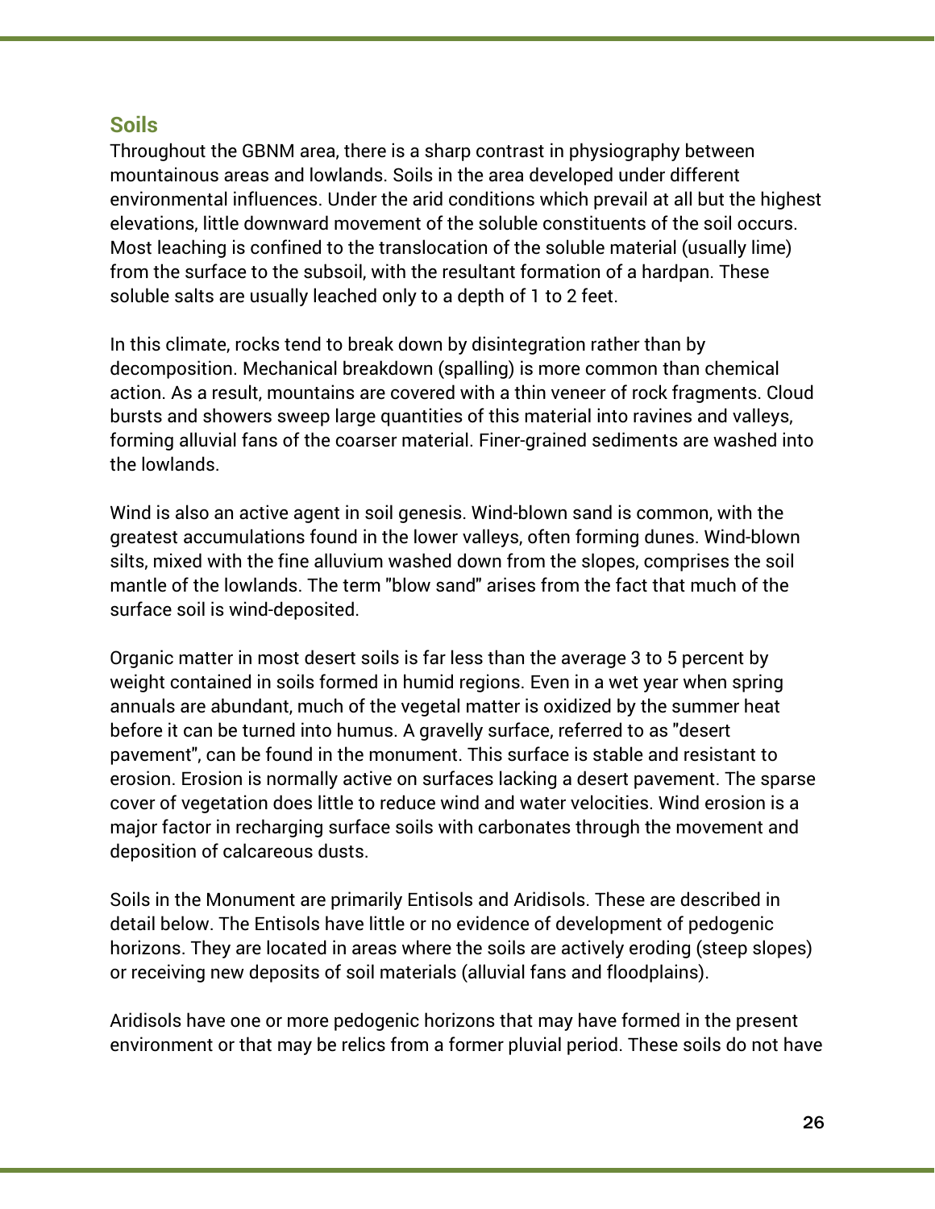## Soils

Throughout the GBNM area, there is a sharp contrast in physiography between mountainous areas and lowlands. Soils in the area developed under different environmental influences. Under the arid conditions which prevail at all but the highest elevations, little downward movement of the soluble constituents of the soil occurs. Most leaching is confined to the translocation of the soluble material (usually lime) from the surface to the subsoil, with the resultant formation of a hardpan. These soluble salts are usually leached only to a depth of 1 to 2 feet.

In this climate, rocks tend to break down by disintegration rather than by decomposition. Mechanical breakdown (spalling) is more common than chemical action. As a result, mountains are covered with a thin veneer of rock fragments. Cloud bursts and showers sweep large quantities of this material into ravines and valleys, forming alluvial fans of the coarser material. Finer-grained sediments are washed into the lowlands.

Wind is also an active agent in soil genesis. Wind-blown sand is common, with the greatest accumulations found in the lower valleys, often forming dunes. Wind-blown silts, mixed with the fine alluvium washed down from the slopes, comprises the soil mantle of the lowlands. The term "blow sand" arises from the fact that much of the surface soil is wind-deposited.

Organic matter in most desert soils is far less than the average 3 to 5 percent by weight contained in soils formed in humid regions. Even in a wet year when spring annuals are abundant, much of the vegetal matter is oxidized by the summer heat before it can be turned into humus. A gravelly surface, referred to as "desert pavement", can be found in the monument. This surface is stable and resistant to erosion. Erosion is normally active on surfaces lacking a desert pavement. The sparse cover of vegetation does little to reduce wind and water velocities. Wind erosion is a major factor in recharging surface soils with carbonates through the movement and deposition of calcareous dusts.

Soils in the Monument are primarily Entisols and Aridisols. These are described in detail below. The Entisols have little or no evidence of development of pedogenic horizons. They are located in areas where the soils are actively eroding (steep slopes) or receiving new deposits of soil materials (alluvial fans and floodplains).

Aridisols have one or more pedogenic horizons that may have formed in the present environment or that may be relics from a former pluvial period. These soils do not have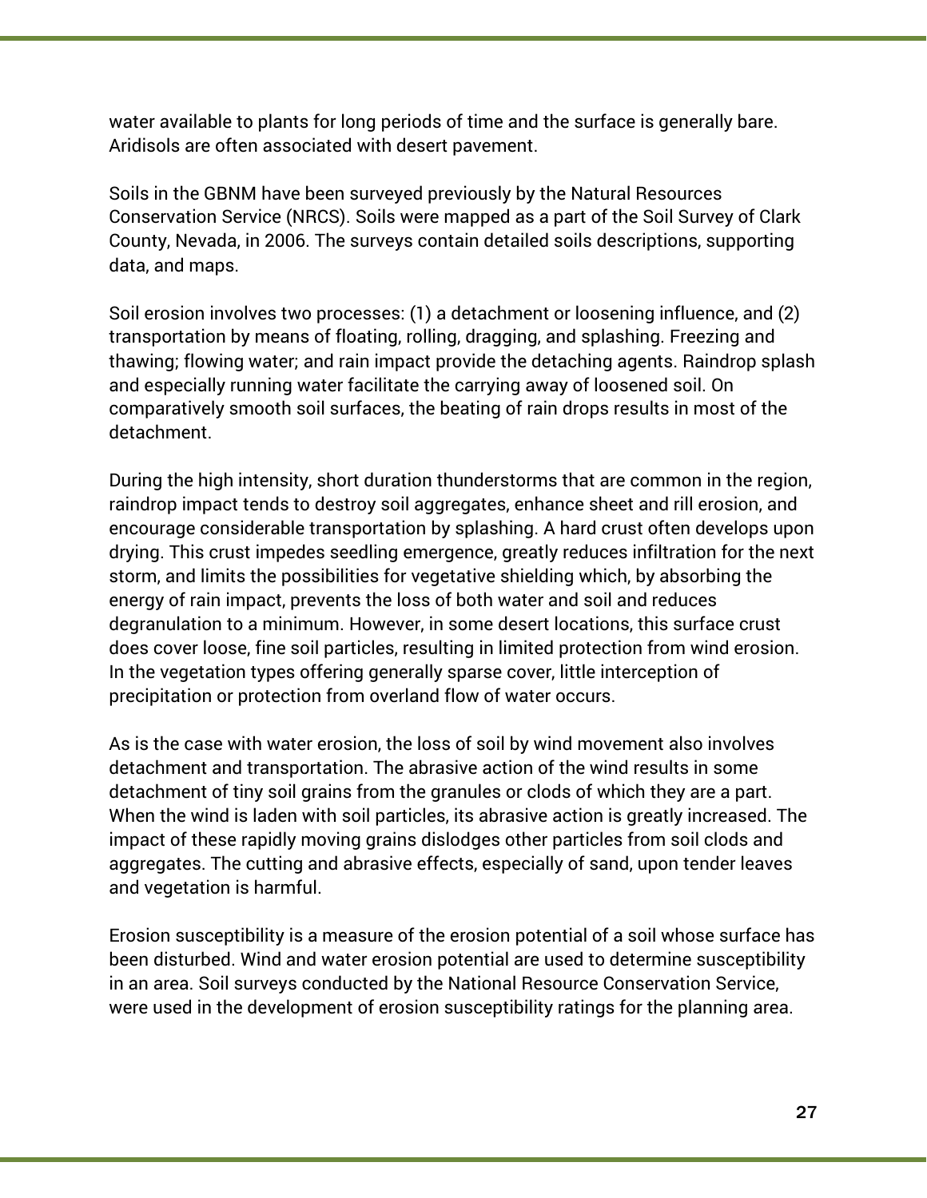water available to plants for long periods of time and the surface is generally bare. Aridisols are often associated with desert pavement.

Soils in the GBNM have been surveyed previously by the Natural Resources Conservation Service (NRCS). Soils were mapped as a part of the Soil Survey of Clark County, Nevada, in 2006. The surveys contain detailed soils descriptions, supporting data, and maps.

Soil erosion involves two processes: (1) a detachment or loosening influence, and (2) transportation by means of floating, rolling, dragging, and splashing. Freezing and thawing; flowing water; and rain impact provide the detaching agents. Raindrop splash and especially running water facilitate the carrying away of loosened soil. On comparatively smooth soil surfaces, the beating of rain drops results in most of the detachment.

During the high intensity, short duration thunderstorms that are common in the region, raindrop impact tends to destroy soil aggregates, enhance sheet and rill erosion, and encourage considerable transportation by splashing. A hard crust often develops upon drying. This crust impedes seedling emergence, greatly reduces infiltration for the next storm, and limits the possibilities for vegetative shielding which, by absorbing the energy of rain impact, prevents the loss of both water and soil and reduces degranulation to a minimum. However, in some desert locations, this surface crust does cover loose, fine soil particles, resulting in limited protection from wind erosion. In the vegetation types offering generally sparse cover, little interception of precipitation or protection from overland flow of water occurs.

As is the case with water erosion, the loss of soil by wind movement also involves detachment and transportation. The abrasive action of the wind results in some detachment of tiny soil grains from the granules or clods of which they are a part. When the wind is laden with soil particles, its abrasive action is greatly increased. The impact of these rapidly moving grains dislodges other particles from soil clods and aggregates. The cutting and abrasive effects, especially of sand, upon tender leaves and vegetation is harmful.

Erosion susceptibility is a measure of the erosion potential of a soil whose surface has been disturbed. Wind and water erosion potential are used to determine susceptibility in an area. Soil surveys conducted by the National Resource Conservation Service, were used in the development of erosion susceptibility ratings for the planning area.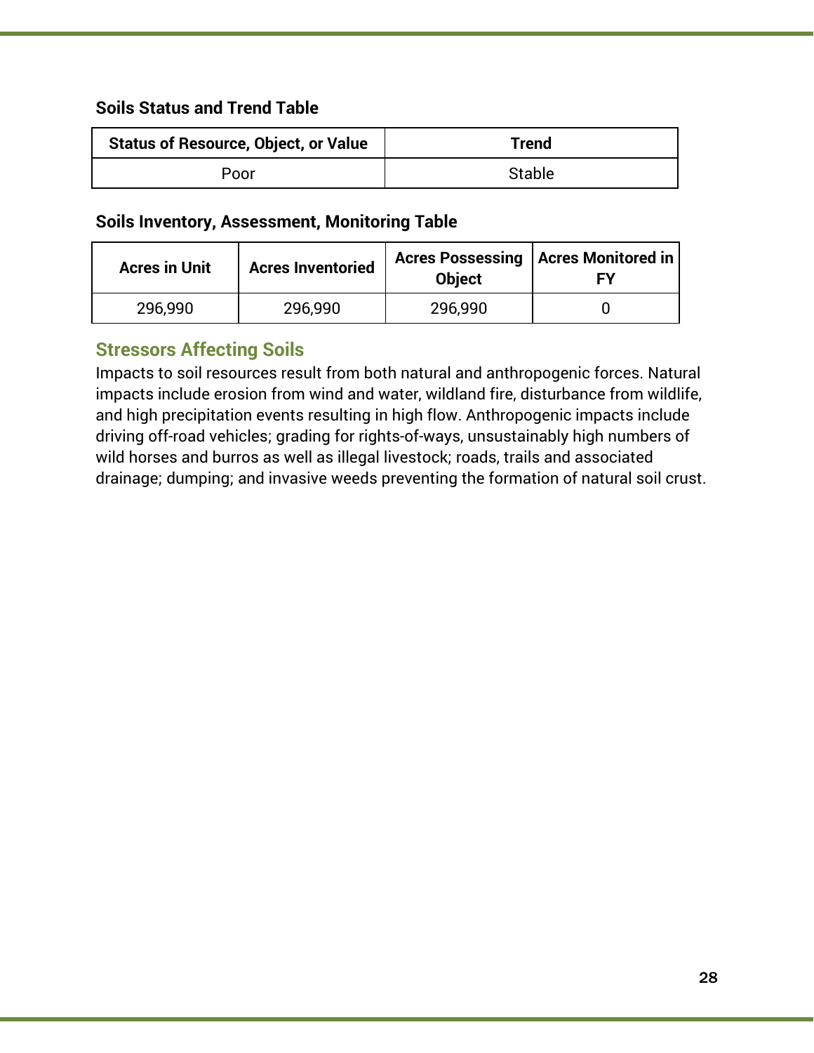**Soils Status and Trend Table**

| Status of Resource, Object, or Value | Trend |
| --- | --- |
| Poor | Stable |

**Soils Inventory, Assessment, Monitoring Table**

| Acres in Unit | Acres Inventoried | Acres Possessing Object | Acres Monitored in FY |
| --- | --- | --- | --- |
| 296,990 | 296,990 | 296,990 | 0 |

## Stressors Affecting Soils

Impacts to soil resources result from both natural and anthropogenic forces. Natural impacts include erosion from wind and water, wildland fire, disturbance from wildlife, and high precipitation events resulting in high flow. Anthropogenic impacts include driving off-road vehicles; grading for rights-of-ways, unsustainably high numbers of wild horses and burros as well as illegal livestock; roads, trails and associated drainage; dumping; and invasive weeds preventing the formation of natural soil crust.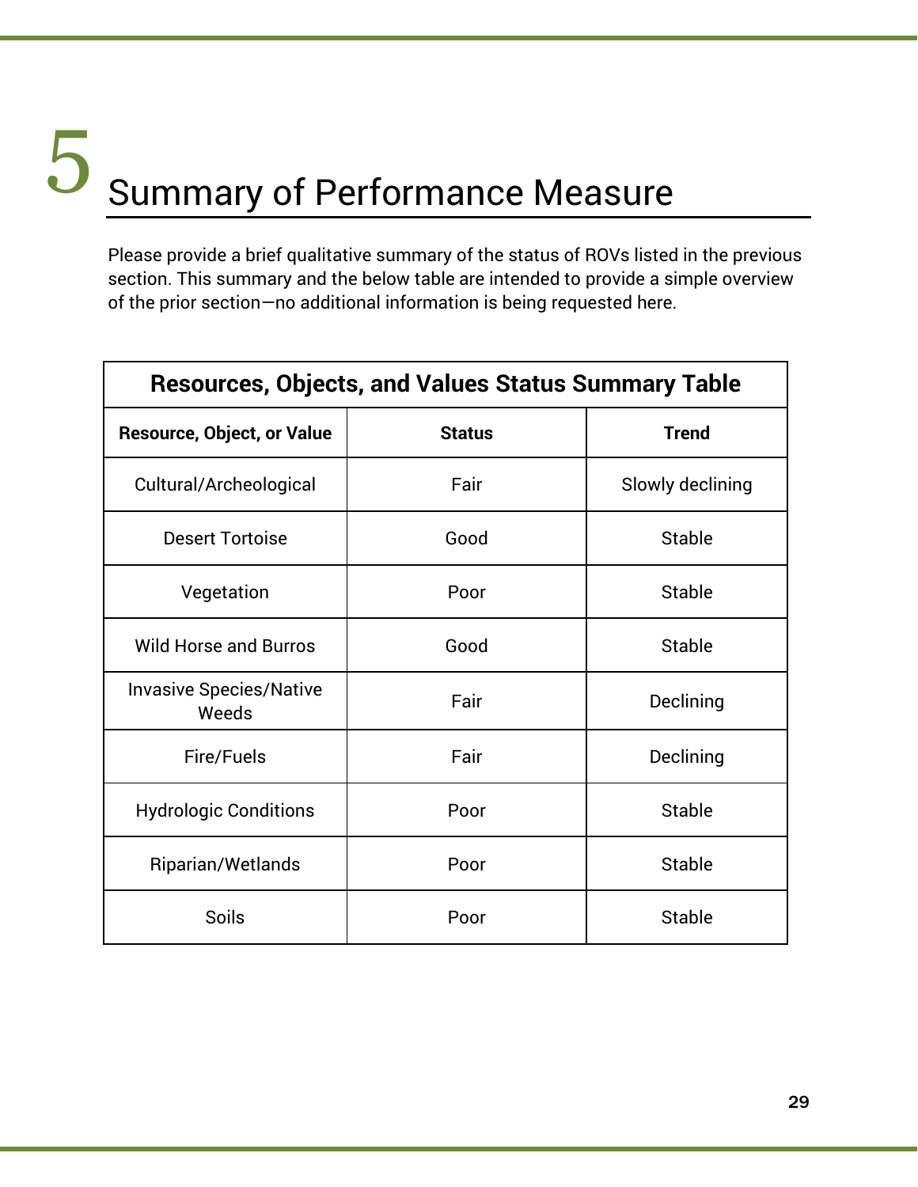# 5 Summary of Performance Measure

Please provide a brief qualitative summary of the status of ROVs listed in the previous section. This summary and the below table are intended to provide a simple overview of the prior section—no additional information is being requested here.

| Resources, Objects, and Values Status Summary Table | | |
|---|---|---|
| **Resource, Object, or Value** | **Status** | **Trend** |
| Cultural/Archeological | Fair | Slowly declining |
| Desert Tortoise | Good | Stable |
| Vegetation | Poor | Stable |
| Wild Horse and Burros | Good | Stable |
| Invasive Species/Native Weeds | Fair | Declining |
| Fire/Fuels | Fair | Declining |
| Hydrologic Conditions | Poor | Stable |
| Riparian/Wetlands | Poor | Stable |
| Soils | Poor | Stable |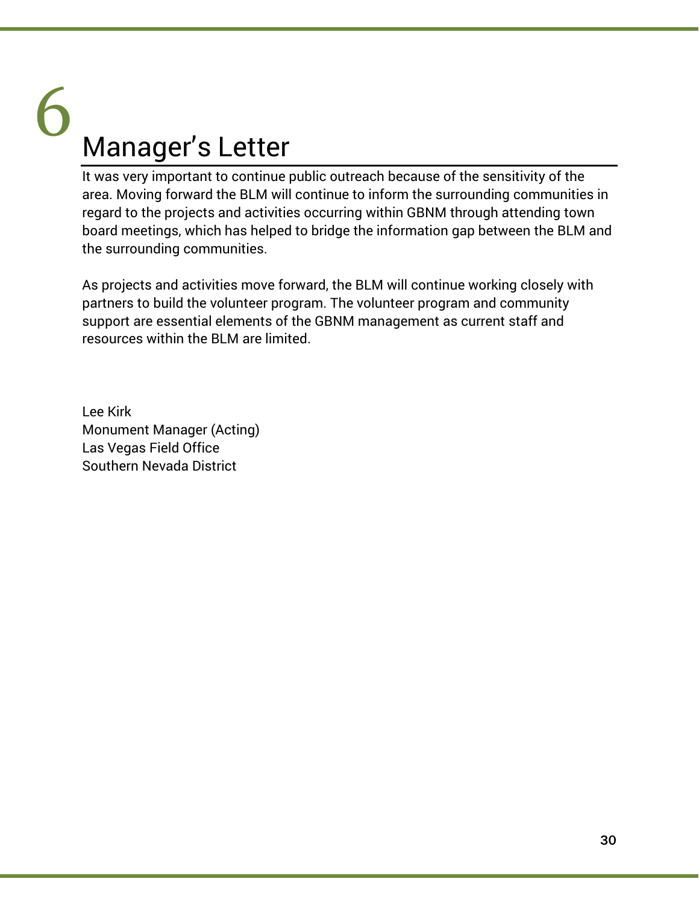# 6 Manager's Letter

It was very important to continue public outreach because of the sensitivity of the area. Moving forward the BLM will continue to inform the surrounding communities in regard to the projects and activities occurring within GBNM through attending town board meetings, which has helped to bridge the information gap between the BLM and the surrounding communities.

As projects and activities move forward, the BLM will continue working closely with partners to build the volunteer program. The volunteer program and community support are essential elements of the GBNM management as current staff and resources within the BLM are limited.

Lee Kirk
Monument Manager (Acting)
Las Vegas Field Office
Southern Nevada District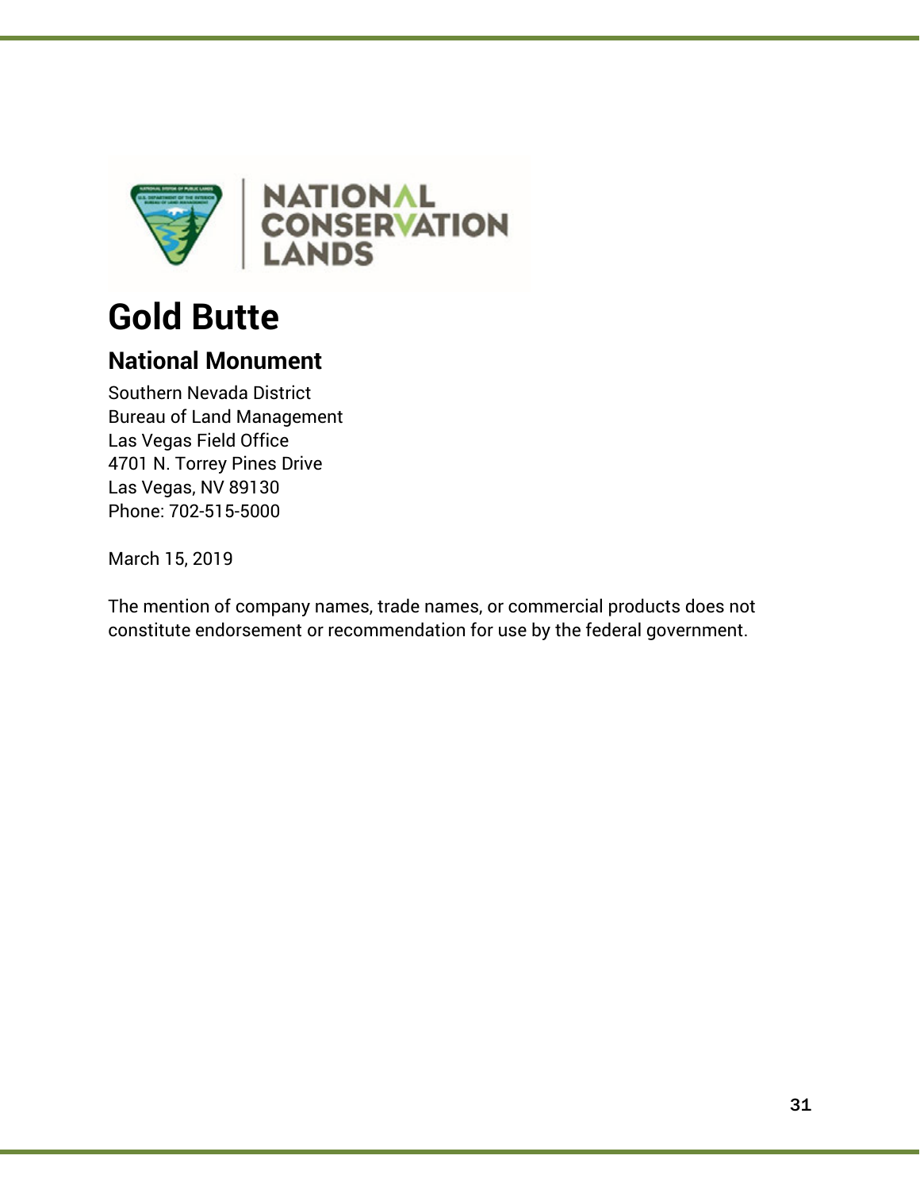# Gold Butte

## National Monument

Southern Nevada District
Bureau of Land Management
Las Vegas Field Office
4701 N. Torrey Pines Drive
Las Vegas, NV 89130
Phone: 702-515-5000

March 15, 2019

The mention of company names, trade names, or commercial products does not constitute endorsement or recommendation for use by the federal government.